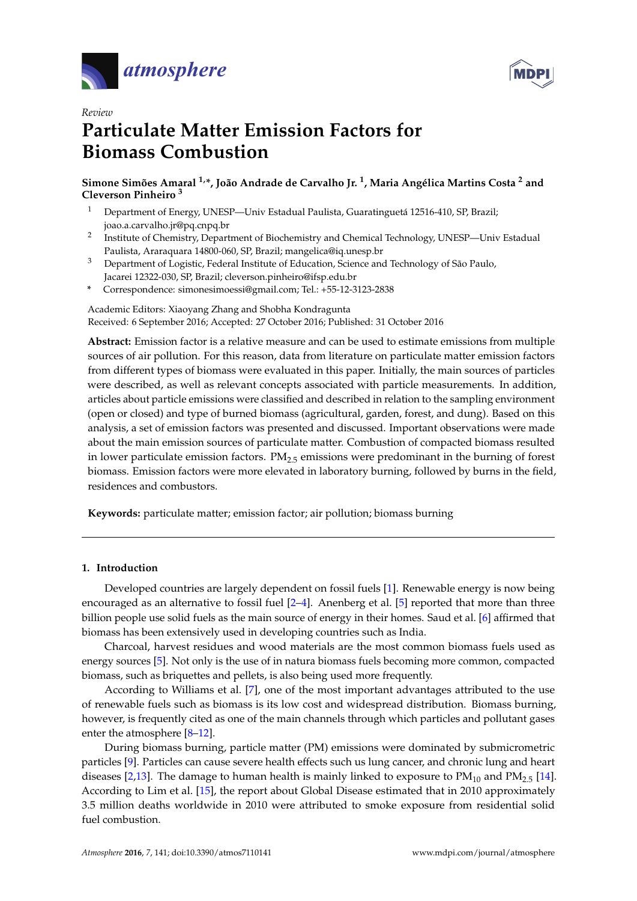*Review*

# Particulate Matter Emission Factors for Biomass Combustion

**Simone Simões Amaral [1,*], João Andrade de Carvalho Jr. [1], Maria Angélica Martins Costa [2] and Cleverson Pinheiro [3]**

[1] Department of Energy, UNESP—Univ Estadual Paulista, Guaratinguetá 12516-410, SP, Brazil; joao.a.carvalho.jr@pq.cnpq.br

[2] Institute of Chemistry, Department of Biochemistry and Chemical Technology, UNESP—Univ Estadual Paulista, Araraquara 14800-060, SP, Brazil; mangelica@iq.unesp.br

[3] Department of Logistic, Federal Institute of Education, Science and Technology of São Paulo, Jacarei 12322-030, SP, Brazil; cleverson.pinheiro@ifsp.edu.br

* Correspondence: simonesimoessi@gmail.com; Tel.: +55-12-3123-2838

Academic Editors: Xiaoyang Zhang and Shobha Kondragunta
Received: 6 September 2016; Accepted: 27 October 2016; Published: 31 October 2016

**Abstract:** Emission factor is a relative measure and can be used to estimate emissions from multiple sources of air pollution. For this reason, data from literature on particulate matter emission factors from different types of biomass were evaluated in this paper. Initially, the main sources of particles were described, as well as relevant concepts associated with particle measurements. In addition, articles about particle emissions were classified and described in relation to the sampling environment (open or closed) and type of burned biomass (agricultural, garden, forest, and dung). Based on this analysis, a set of emission factors was presented and discussed. Important observations were made about the main emission sources of particulate matter. Combustion of compacted biomass resulted in lower particulate emission factors. $PM_{2.5}$ emissions were predominant in the burning of forest biomass. Emission factors were more elevated in laboratory burning, followed by burns in the field, residences and combustors.

**Keywords:** particulate matter; emission factor; air pollution; biomass burning

## 1. Introduction

Developed countries are largely dependent on fossil fuels [1]. Renewable energy is now being encouraged as an alternative to fossil fuel [2–4]. Anenberg et al. [5] reported that more than three billion people use solid fuels as the main source of energy in their homes. Saud et al. [6] affirmed that biomass has been extensively used in developing countries such as India.

Charcoal, harvest residues and wood materials are the most common biomass fuels used as energy sources [5]. Not only is the use of in natura biomass fuels becoming more common, compacted biomass, such as briquettes and pellets, is also being used more frequently.

According to Williams et al. [7], one of the most important advantages attributed to the use of renewable fuels such as biomass is its low cost and widespread distribution. Biomass burning, however, is frequently cited as one of the main channels through which particles and pollutant gases enter the atmosphere [8–12].

During biomass burning, particle matter (PM) emissions were dominated by submicrometric particles [9]. Particles can cause severe health effects such us lung cancer, and chronic lung and heart diseases [2,13]. The damage to human health is mainly linked to exposure to $PM_{10}$ and $PM_{2.5}$ [14]. According to Lim et al. [15], the report about Global Disease estimated that in 2010 approximately 3.5 million deaths worldwide in 2010 were attributed to smoke exposure from residential solid fuel combustion.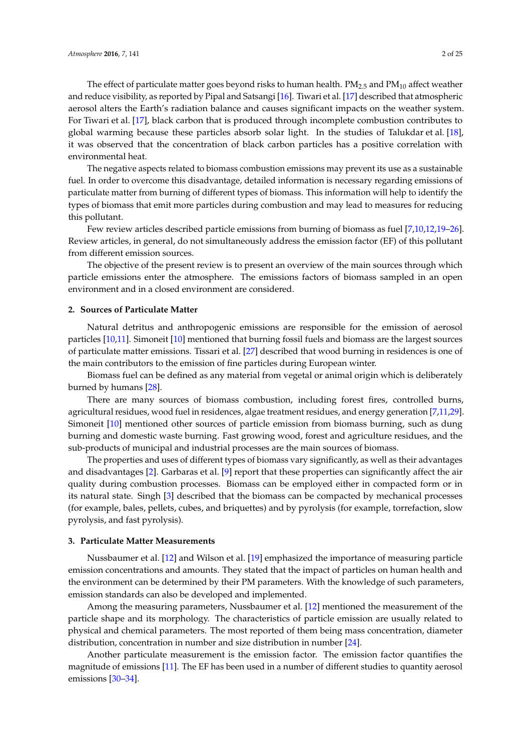The effect of particulate matter goes beyond risks to human health. $PM_{2.5}$ and $PM_{10}$ affect weather and reduce visibility, as reported by Pipal and Satsangi [16]. Tiwari et al. [17] described that atmospheric aerosol alters the Earth's radiation balance and causes significant impacts on the weather system. For Tiwari et al. [17], black carbon that is produced through incomplete combustion contributes to global warming because these particles absorb solar light. In the studies of Talukdar et al. [18], it was observed that the concentration of black carbon particles has a positive correlation with environmental heat.

The negative aspects related to biomass combustion emissions may prevent its use as a sustainable fuel. In order to overcome this disadvantage, detailed information is necessary regarding emissions of particulate matter from burning of different types of biomass. This information will help to identify the types of biomass that emit more particles during combustion and may lead to measures for reducing this pollutant.

Few review articles described particle emissions from burning of biomass as fuel [7,10,12,19–26]. Review articles, in general, do not simultaneously address the emission factor (EF) of this pollutant from different emission sources.

The objective of the present review is to present an overview of the main sources through which particle emissions enter the atmosphere. The emissions factors of biomass sampled in an open environment and in a closed environment are considered.

## 2. Sources of Particulate Matter

Natural detritus and anthropogenic emissions are responsible for the emission of aerosol particles [10,11]. Simoneit [10] mentioned that burning fossil fuels and biomass are the largest sources of particulate matter emissions. Tissari et al. [27] described that wood burning in residences is one of the main contributors to the emission of fine particles during European winter.

Biomass fuel can be defined as any material from vegetal or animal origin which is deliberately burned by humans [28].

There are many sources of biomass combustion, including forest fires, controlled burns, agricultural residues, wood fuel in residences, algae treatment residues, and energy generation [7,11,29]. Simoneit [10] mentioned other sources of particle emission from biomass burning, such as dung burning and domestic waste burning. Fast growing wood, forest and agriculture residues, and the sub-products of municipal and industrial processes are the main sources of biomass.

The properties and uses of different types of biomass vary significantly, as well as their advantages and disadvantages [2]. Garbaras et al. [9] report that these properties can significantly affect the air quality during combustion processes. Biomass can be employed either in compacted form or in its natural state. Singh [3] described that the biomass can be compacted by mechanical processes (for example, bales, pellets, cubes, and briquettes) and by pyrolysis (for example, torrefaction, slow pyrolysis, and fast pyrolysis).

## 3. Particulate Matter Measurements

Nussbaumer et al. [12] and Wilson et al. [19] emphasized the importance of measuring particle emission concentrations and amounts. They stated that the impact of particles on human health and the environment can be determined by their PM parameters. With the knowledge of such parameters, emission standards can also be developed and implemented.

Among the measuring parameters, Nussbaumer et al. [12] mentioned the measurement of the particle shape and its morphology. The characteristics of particle emission are usually related to physical and chemical parameters. The most reported of them being mass concentration, diameter distribution, concentration in number and size distribution in number [24].

Another particulate measurement is the emission factor. The emission factor quantifies the magnitude of emissions [11]. The EF has been used in a number of different studies to quantity aerosol emissions [30–34].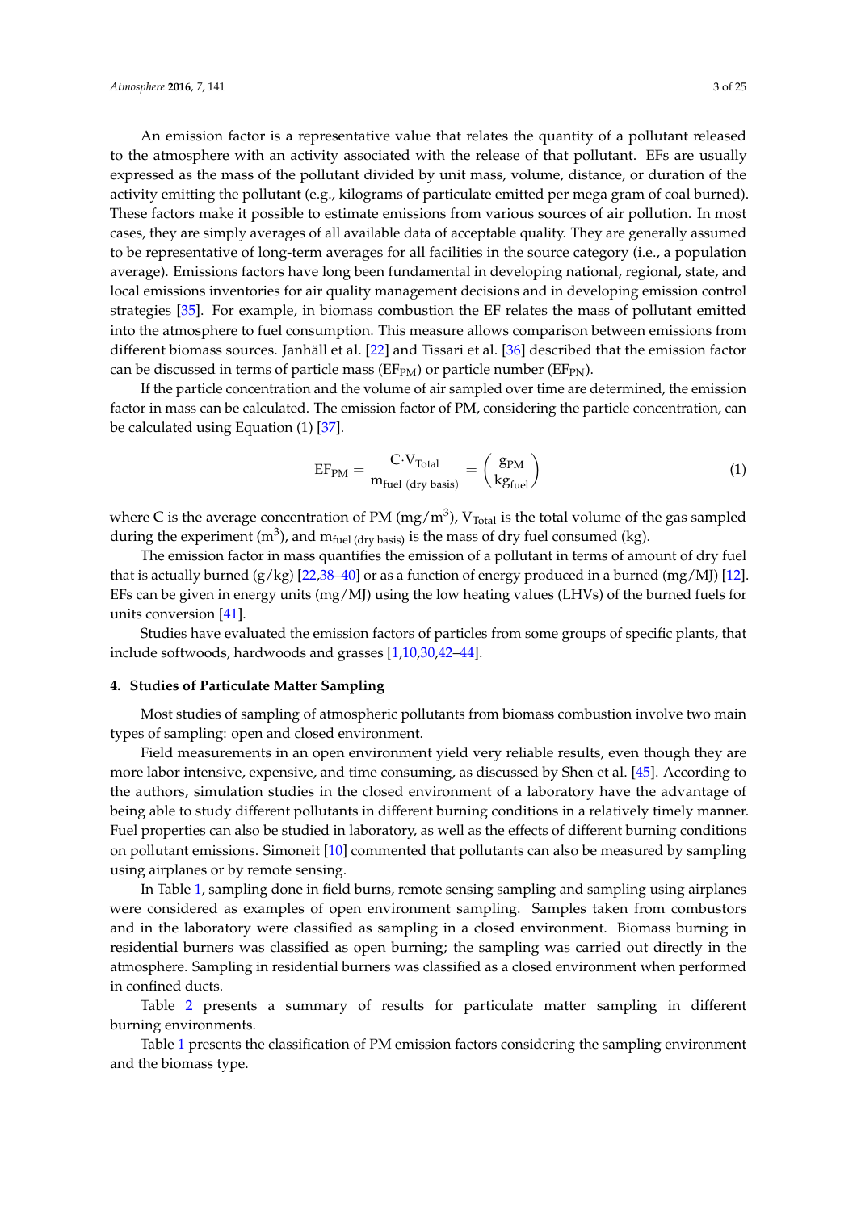An emission factor is a representative value that relates the quantity of a pollutant released to the atmosphere with an activity associated with the release of that pollutant. EFs are usually expressed as the mass of the pollutant divided by unit mass, volume, distance, or duration of the activity emitting the pollutant (e.g., kilograms of particulate emitted per mega gram of coal burned). These factors make it possible to estimate emissions from various sources of air pollution. In most cases, they are simply averages of all available data of acceptable quality. They are generally assumed to be representative of long-term averages for all facilities in the source category (i.e., a population average). Emissions factors have long been fundamental in developing national, regional, state, and local emissions inventories for air quality management decisions and in developing emission control strategies [35]. For example, in biomass combustion the EF relates the mass of pollutant emitted into the atmosphere to fuel consumption. This measure allows comparison between emissions from different biomass sources. Janhäll et al. [22] and Tissari et al. [36] described that the emission factor can be discussed in terms of particle mass ($EF_{PM}$) or particle number ($EF_{PN}$).

If the particle concentration and the volume of air sampled over time are determined, the emission factor in mass can be calculated. The emission factor of PM, considering the particle concentration, can be calculated using Equation (1) [37].

$$EF_{PM} = \frac{C \cdot V_{Total}}{m_{fuel\ (dry\ basis)}} = \left(\frac{g_{PM}}{kg_{fuel}}\right) \quad (1)$$

where C is the average concentration of PM ($mg/m^3$), $V_{Total}$ is the total volume of the gas sampled during the experiment ($m^3$), and $m_{fuel\ (dry\ basis)}$ is the mass of dry fuel consumed (kg).

The emission factor in mass quantifies the emission of a pollutant in terms of amount of dry fuel that is actually burned (g/kg) [22,38–40] or as a function of energy produced in a burned (mg/MJ) [12]. EFs can be given in energy units (mg/MJ) using the low heating values (LHVs) of the burned fuels for units conversion [41].

Studies have evaluated the emission factors of particles from some groups of specific plants, that include softwoods, hardwoods and grasses [1,10,30,42–44].

## 4. Studies of Particulate Matter Sampling

Most studies of sampling of atmospheric pollutants from biomass combustion involve two main types of sampling: open and closed environment.

Field measurements in an open environment yield very reliable results, even though they are more labor intensive, expensive, and time consuming, as discussed by Shen et al. [45]. According to the authors, simulation studies in the closed environment of a laboratory have the advantage of being able to study different pollutants in different burning conditions in a relatively timely manner. Fuel properties can also be studied in laboratory, as well as the effects of different burning conditions on pollutant emissions. Simoneit [10] commented that pollutants can also be measured by sampling using airplanes or by remote sensing.

In Table 1, sampling done in field burns, remote sensing sampling and sampling using airplanes were considered as examples of open environment sampling. Samples taken from combustors and in the laboratory were classified as sampling in a closed environment. Biomass burning in residential burners was classified as open burning; the sampling was carried out directly in the atmosphere. Sampling in residential burners was classified as a closed environment when performed in confined ducts.

Table 2 presents a summary of results for particulate matter sampling in different burning environments.

Table 1 presents the classification of PM emission factors considering the sampling environment and the biomass type.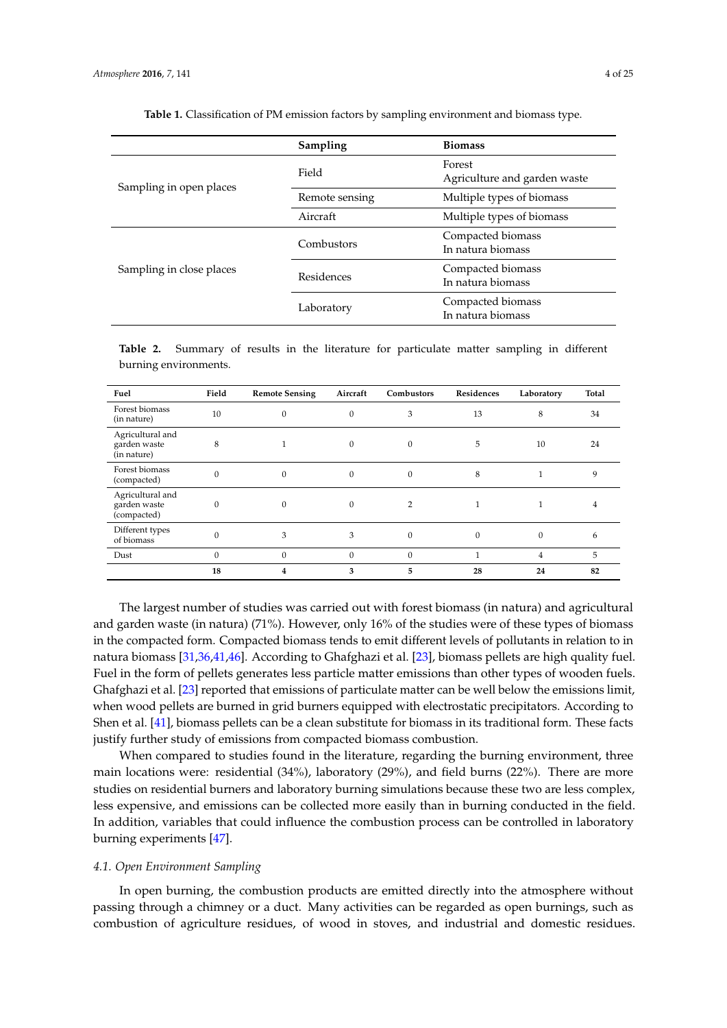**Table 1.** Classification of PM emission factors by sampling environment and biomass type.

| | Sampling | Biomass |
|---|---|---|
| Sampling in open places | Field | Forest<br>Agriculture and garden waste |
| | Remote sensing | Multiple types of biomass |
| | Aircraft | Multiple types of biomass |
| Sampling in close places | Combustors | Compacted biomass<br>In natura biomass |
| | Residences | Compacted biomass<br>In natura biomass |
| | Laboratory | Compacted biomass<br>In natura biomass |

**Table 2.** Summary of results in the literature for particulate matter sampling in different burning environments.

| Fuel | Field | Remote Sensing | Aircraft | Combustors | Residences | Laboratory | Total |
|---|---|---|---|---|---|---|---|
| Forest biomass (in nature) | 10 | 0 | 0 | 3 | 13 | 8 | 34 |
| Agricultural and garden waste (in nature) | 8 | 1 | 0 | 0 | 5 | 10 | 24 |
| Forest biomass (compacted) | 0 | 0 | 0 | 0 | 8 | 1 | 9 |
| Agricultural and garden waste (compacted) | 0 | 0 | 0 | 2 | 1 | 1 | 4 |
| Different types of biomass | 0 | 3 | 3 | 0 | 0 | 0 | 6 |
| Dust | 0 | 0 | 0 | 0 | 1 | 4 | 5 |
| | **18** | **4** | **3** | **5** | **28** | **24** | **82** |

The largest number of studies was carried out with forest biomass (in natura) and agricultural and garden waste (in natura) (71%). However, only 16% of the studies were of these types of biomass in the compacted form. Compacted biomass tends to emit different levels of pollutants in relation to in natura biomass [31,36,41,46]. According to Ghafghazi et al. [23], biomass pellets are high quality fuel. Fuel in the form of pellets generates less particle matter emissions than other types of wooden fuels. Ghafghazi et al. [23] reported that emissions of particulate matter can be well below the emissions limit, when wood pellets are burned in grid burners equipped with electrostatic precipitators. According to Shen et al. [41], biomass pellets can be a clean substitute for biomass in its traditional form. These facts justify further study of emissions from compacted biomass combustion.

When compared to studies found in the literature, regarding the burning environment, three main locations were: residential (34%), laboratory (29%), and field burns (22%). There are more studies on residential burners and laboratory burning simulations because these two are less complex, less expensive, and emissions can be collected more easily than in burning conducted in the field. In addition, variables that could influence the combustion process can be controlled in laboratory burning experiments [47].

### *4.1. Open Environment Sampling*

In open burning, the combustion products are emitted directly into the atmosphere without passing through a chimney or a duct. Many activities can be regarded as open burnings, such as combustion of agriculture residues, of wood in stoves, and industrial and domestic residues.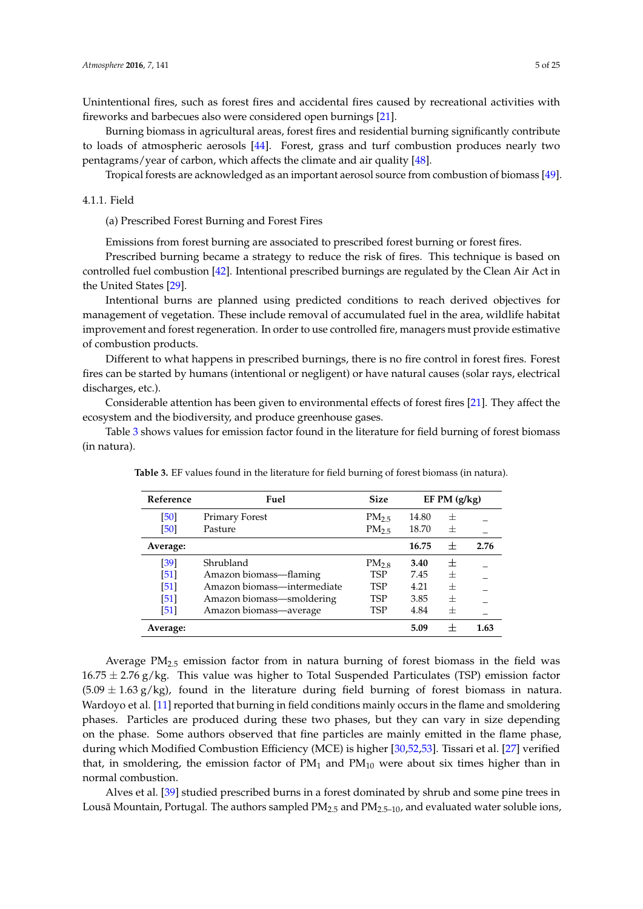Unintentional fires, such as forest fires and accidental fires caused by recreational activities with fireworks and barbecues also were considered open burnings [21].

Burning biomass in agricultural areas, forest fires and residential burning significantly contribute to loads of atmospheric aerosols [44]. Forest, grass and turf combustion produces nearly two pentagrams/year of carbon, which affects the climate and air quality [48].

Tropical forests are acknowledged as an important aerosol source from combustion of biomass [49].

#### 4.1.1. Field

(a) Prescribed Forest Burning and Forest Fires

Emissions from forest burning are associated to prescribed forest burning or forest fires.

Prescribed burning became a strategy to reduce the risk of fires. This technique is based on controlled fuel combustion [42]. Intentional prescribed burnings are regulated by the Clean Air Act in the United States [29].

Intentional burns are planned using predicted conditions to reach derived objectives for management of vegetation. These include removal of accumulated fuel in the area, wildlife habitat improvement and forest regeneration. In order to use controlled fire, managers must provide estimative of combustion products.

Different to what happens in prescribed burnings, there is no fire control in forest fires. Forest fires can be started by humans (intentional or negligent) or have natural causes (solar rays, electrical discharges, etc.).

Considerable attention has been given to environmental effects of forest fires [21]. They affect the ecosystem and the biodiversity, and produce greenhouse gases.

Table 3 shows values for emission factor found in the literature for field burning of forest biomass (in natura).

**Table 3.** EF values found in the literature for field burning of forest biomass (in natura).

| Reference | Fuel | Size | EF PM (g/kg) | | |
|---|---|---|---|---|---|
| [50] | Primary Forest | $PM_{2.5}$ | 14.80 | ± | _ |
| [50] | Pasture | $PM_{2.5}$ | 18.70 | ± | _ |
| **Average:** | | | **16.75** | ± | **2.76** |
| [39] | Shrubland | $PM_{2.8}$ | **3.40** | ± | _ |
| [51] | Amazon biomass—flaming | TSP | 7.45 | ± | _ |
| [51] | Amazon biomass—intermediate | TSP | 4.21 | ± | _ |
| [51] | Amazon biomass—smoldering | TSP | 3.85 | ± | _ |
| [51] | Amazon biomass—average | TSP | 4.84 | ± | _ |
| **Average:** | | | **5.09** | ± | **1.63** |

Average $PM_{2.5}$ emission factor from in natura burning of forest biomass in the field was $16.75 \pm 2.76$ g/kg. This value was higher to Total Suspended Particulates (TSP) emission factor ($5.09 \pm 1.63$ g/kg), found in the literature during field burning of forest biomass in natura. Wardoyo et al. [11] reported that burning in field conditions mainly occurs in the flame and smoldering phases. Particles are produced during these two phases, but they can vary in size depending on the phase. Some authors observed that fine particles are mainly emitted in the flame phase, during which Modified Combustion Efficiency (MCE) is higher [30,52,53]. Tissari et al. [27] verified that, in smoldering, the emission factor of $PM_1$ and $PM_{10}$ were about six times higher than in normal combustion.

Alves et al. [39] studied prescribed burns in a forest dominated by shrub and some pine trees in Lousã Mountain, Portugal. The authors sampled $PM_{2.5}$ and $PM_{2.5–10}$, and evaluated water soluble ions,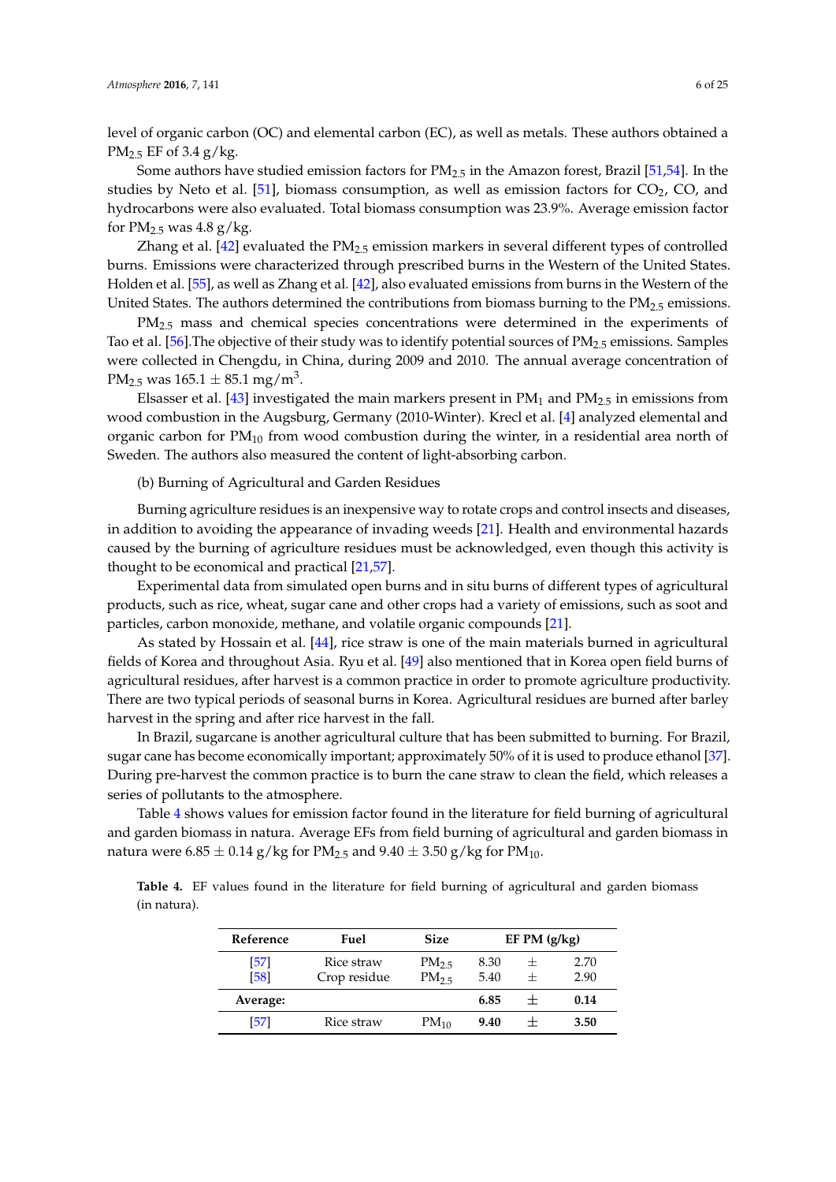level of organic carbon (OC) and elemental carbon (EC), as well as metals. These authors obtained a $PM_{2.5}$ EF of 3.4 g/kg.

Some authors have studied emission factors for $PM_{2.5}$ in the Amazon forest, Brazil [51,54]. In the studies by Neto et al. [51], biomass consumption, as well as emission factors for $CO_2$, CO, and hydrocarbons were also evaluated. Total biomass consumption was 23.9%. Average emission factor for $PM_{2.5}$ was 4.8 g/kg.

Zhang et al. [42] evaluated the $PM_{2.5}$ emission markers in several different types of controlled burns. Emissions were characterized through prescribed burns in the Western of the United States. Holden et al. [55], as well as Zhang et al. [42], also evaluated emissions from burns in the Western of the United States. The authors determined the contributions from biomass burning to the $PM_{2.5}$ emissions.

$PM_{2.5}$ mass and chemical species concentrations were determined in the experiments of Tao et al. [56].The objective of their study was to identify potential sources of $PM_{2.5}$ emissions. Samples were collected in Chengdu, in China, during 2009 and 2010. The annual average concentration of $PM_{2.5}$ was $165.1 \pm 85.1$ mg/m$^3$.

Elsasser et al. [43] investigated the main markers present in $PM_1$ and $PM_{2.5}$ in emissions from wood combustion in the Augsburg, Germany (2010-Winter). Krecl et al. [4] analyzed elemental and organic carbon for $PM_{10}$ from wood combustion during the winter, in a residential area north of Sweden. The authors also measured the content of light-absorbing carbon.

(b) Burning of Agricultural and Garden Residues

Burning agriculture residues is an inexpensive way to rotate crops and control insects and diseases, in addition to avoiding the appearance of invading weeds [21]. Health and environmental hazards caused by the burning of agriculture residues must be acknowledged, even though this activity is thought to be economical and practical [21,57].

Experimental data from simulated open burns and in situ burns of different types of agricultural products, such as rice, wheat, sugar cane and other crops had a variety of emissions, such as soot and particles, carbon monoxide, methane, and volatile organic compounds [21].

As stated by Hossain et al. [44], rice straw is one of the main materials burned in agricultural fields of Korea and throughout Asia. Ryu et al. [49] also mentioned that in Korea open field burns of agricultural residues, after harvest is a common practice in order to promote agriculture productivity. There are two typical periods of seasonal burns in Korea. Agricultural residues are burned after barley harvest in the spring and after rice harvest in the fall.

In Brazil, sugarcane is another agricultural culture that has been submitted to burning. For Brazil, sugar cane has become economically important; approximately 50% of it is used to produce ethanol [37]. During pre-harvest the common practice is to burn the cane straw to clean the field, which releases a series of pollutants to the atmosphere.

Table 4 shows values for emission factor found in the literature for field burning of agricultural and garden biomass in natura. Average EFs from field burning of agricultural and garden biomass in natura were $6.85 \pm 0.14$ g/kg for $PM_{2.5}$ and $9.40 \pm 3.50$ g/kg for $PM_{10}$.

**Table 4.** EF values found in the literature for field burning of agricultural and garden biomass (in natura).

| Reference | Fuel | Size | EF PM (g/kg) | | |
|---|---|---|---|---|---|
| [57] | Rice straw | $PM_{2.5}$ | 8.30 | ± | 2.70 |
| [58] | Crop residue | $PM_{2.5}$ | 5.40 | ± | 2.90 |
| **Average:** | | | **6.85** | **±** | **0.14** |
| [57] | Rice straw | $PM_{10}$ | **9.40** | **±** | **3.50** |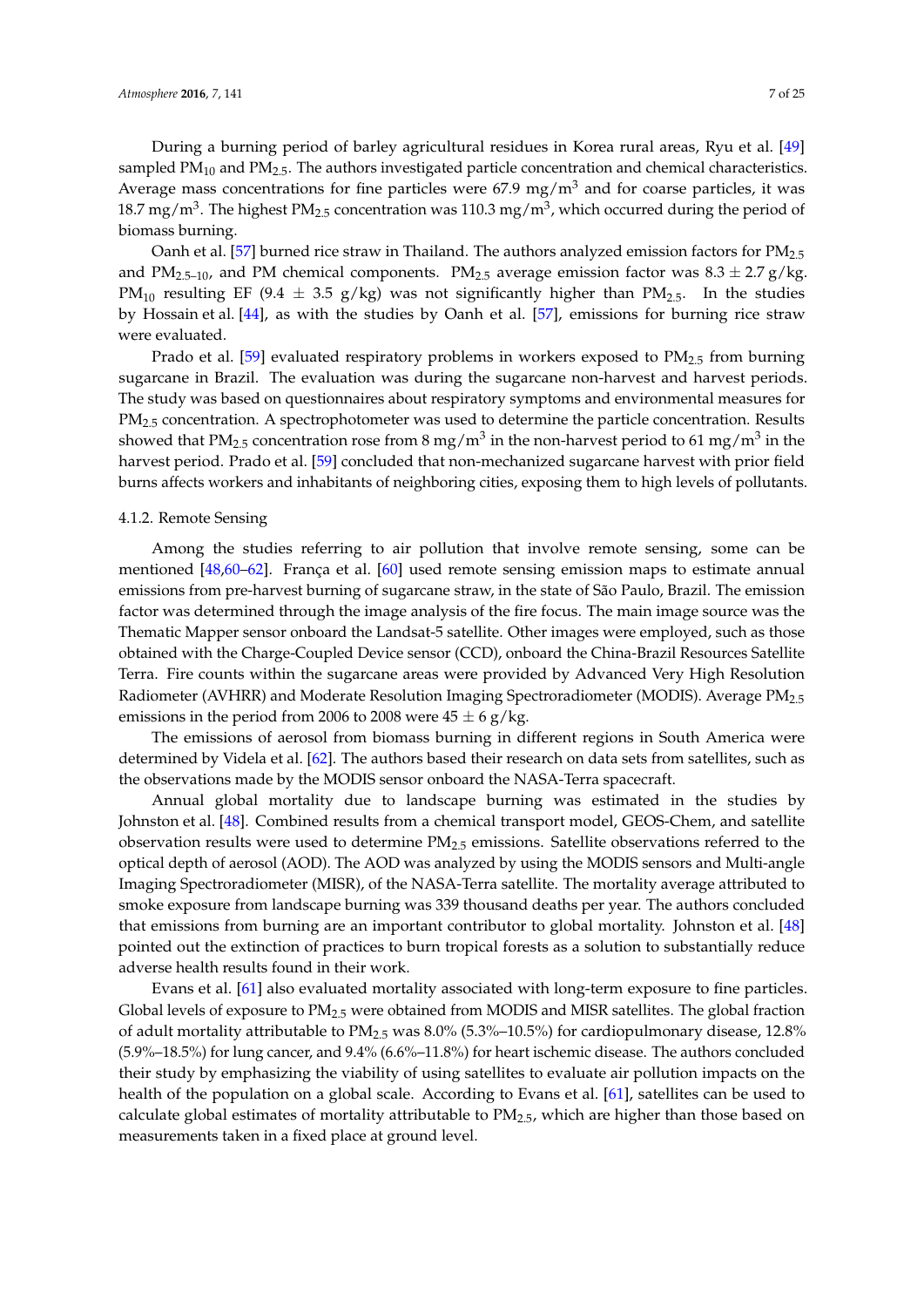During a burning period of barley agricultural residues in Korea rural areas, Ryu et al. [49] sampled $PM_{10}$ and $PM_{2.5}$. The authors investigated particle concentration and chemical characteristics. Average mass concentrations for fine particles were 67.9 mg/m$^3$ and for coarse particles, it was 18.7 mg/m$^3$. The highest $PM_{2.5}$ concentration was 110.3 mg/m$^3$, which occurred during the period of biomass burning.

Oanh et al. [57] burned rice straw in Thailand. The authors analyzed emission factors for $PM_{2.5}$ and $PM_{2.5–10}$, and PM chemical components. $PM_{2.5}$ average emission factor was $8.3 \pm 2.7$ g/kg. $PM_{10}$ resulting EF ($9.4 \pm 3.5$ g/kg) was not significantly higher than $PM_{2.5}$. In the studies by Hossain et al. [44], as with the studies by Oanh et al. [57], emissions for burning rice straw were evaluated.

Prado et al. [59] evaluated respiratory problems in workers exposed to $PM_{2.5}$ from burning sugarcane in Brazil. The evaluation was during the sugarcane non-harvest and harvest periods. The study was based on questionnaires about respiratory symptoms and environmental measures for $PM_{2.5}$ concentration. A spectrophotometer was used to determine the particle concentration. Results showed that $PM_{2.5}$ concentration rose from 8 mg/m$^3$ in the non-harvest period to 61 mg/m$^3$ in the harvest period. Prado et al. [59] concluded that non-mechanized sugarcane harvest with prior field burns affects workers and inhabitants of neighboring cities, exposing them to high levels of pollutants.

#### 4.1.2. Remote Sensing

Among the studies referring to air pollution that involve remote sensing, some can be mentioned [48,60–62]. França et al. [60] used remote sensing emission maps to estimate annual emissions from pre-harvest burning of sugarcane straw, in the state of São Paulo, Brazil. The emission factor was determined through the image analysis of the fire focus. The main image source was the Thematic Mapper sensor onboard the Landsat-5 satellite. Other images were employed, such as those obtained with the Charge-Coupled Device sensor (CCD), onboard the China-Brazil Resources Satellite Terra. Fire counts within the sugarcane areas were provided by Advanced Very High Resolution Radiometer (AVHRR) and Moderate Resolution Imaging Spectroradiometer (MODIS). Average $PM_{2.5}$ emissions in the period from 2006 to 2008 were $45 \pm 6$ g/kg.

The emissions of aerosol from biomass burning in different regions in South America were determined by Videla et al. [62]. The authors based their research on data sets from satellites, such as the observations made by the MODIS sensor onboard the NASA-Terra spacecraft.

Annual global mortality due to landscape burning was estimated in the studies by Johnston et al. [48]. Combined results from a chemical transport model, GEOS-Chem, and satellite observation results were used to determine $PM_{2.5}$ emissions. Satellite observations referred to the optical depth of aerosol (AOD). The AOD was analyzed by using the MODIS sensors and Multi-angle Imaging Spectroradiometer (MISR), of the NASA-Terra satellite. The mortality average attributed to smoke exposure from landscape burning was 339 thousand deaths per year. The authors concluded that emissions from burning are an important contributor to global mortality. Johnston et al. [48] pointed out the extinction of practices to burn tropical forests as a solution to substantially reduce adverse health results found in their work.

Evans et al. [61] also evaluated mortality associated with long-term exposure to fine particles. Global levels of exposure to $PM_{2.5}$ were obtained from MODIS and MISR satellites. The global fraction of adult mortality attributable to $PM_{2.5}$ was 8.0% (5.3%–10.5%) for cardiopulmonary disease, 12.8% (5.9%–18.5%) for lung cancer, and 9.4% (6.6%–11.8%) for heart ischemic disease. The authors concluded their study by emphasizing the viability of using satellites to evaluate air pollution impacts on the health of the population on a global scale. According to Evans et al. [61], satellites can be used to calculate global estimates of mortality attributable to $PM_{2.5}$, which are higher than those based on measurements taken in a fixed place at ground level.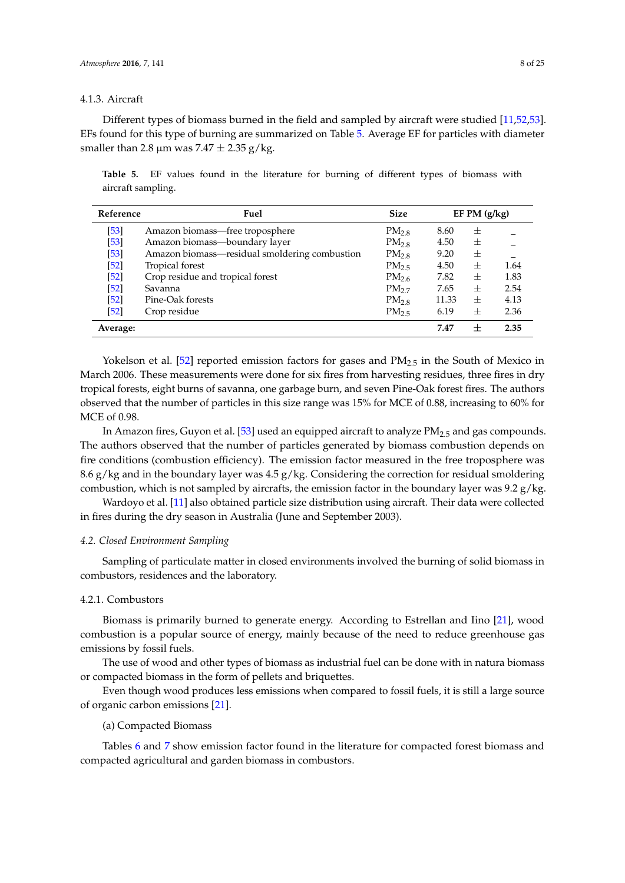#### 4.1.3. Aircraft

Different types of biomass burned in the field and sampled by aircraft were studied [11,52,53]. EFs found for this type of burning are summarized on Table 5. Average EF for particles with diameter smaller than 2.8 µm was 7.47 ± 2.35 g/kg.

**Table 5.** EF values found in the literature for burning of different types of biomass with aircraft sampling.

| Reference | Fuel | Size | EF PM (g/kg) | | |
|---|---|---|---|---|---|
| [53] | Amazon biomass—free troposphere | $PM_{2.8}$ | 8.60 | ± | – |
| [53] | Amazon biomass—boundary layer | $PM_{2.8}$ | 4.50 | ± | – |
| [53] | Amazon biomass—residual smoldering combustion | $PM_{2.8}$ | 9.20 | ± | – |
| [52] | Tropical forest | $PM_{2.5}$ | 4.50 | ± | 1.64 |
| [52] | Crop residue and tropical forest | $PM_{2.6}$ | 7.82 | ± | 1.83 |
| [52] | Savanna | $PM_{2.7}$ | 7.65 | ± | 2.54 |
| [52] | Pine-Oak forests | $PM_{2.8}$ | 11.33 | ± | 4.13 |
| [52] | Crop residue | $PM_{2.5}$ | 6.19 | ± | 2.36 |
| **Average:** | | | **7.47** | ± | **2.35** |

Yokelson et al. [52] reported emission factors for gases and $PM_{2.5}$ in the South of Mexico in March 2006. These measurements were done for six fires from harvesting residues, three fires in dry tropical forests, eight burns of savanna, one garbage burn, and seven Pine-Oak forest fires. The authors observed that the number of particles in this size range was 15% for MCE of 0.88, increasing to 60% for MCE of 0.98.

In Amazon fires, Guyon et al. [53] used an equipped aircraft to analyze $PM_{2.5}$ and gas compounds. The authors observed that the number of particles generated by biomass combustion depends on fire conditions (combustion efficiency). The emission factor measured in the free troposphere was 8.6 g/kg and in the boundary layer was 4.5 g/kg. Considering the correction for residual smoldering combustion, which is not sampled by aircrafts, the emission factor in the boundary layer was 9.2 g/kg.

Wardoyo et al. [11] also obtained particle size distribution using aircraft. Their data were collected in fires during the dry season in Australia (June and September 2003).

### *4.2. Closed Environment Sampling*

Sampling of particulate matter in closed environments involved the burning of solid biomass in combustors, residences and the laboratory.

#### 4.2.1. Combustors

Biomass is primarily burned to generate energy. According to Estrellan and Iino [21], wood combustion is a popular source of energy, mainly because of the need to reduce greenhouse gas emissions by fossil fuels.

The use of wood and other types of biomass as industrial fuel can be done with in natura biomass or compacted biomass in the form of pellets and briquettes.

Even though wood produces less emissions when compared to fossil fuels, it is still a large source of organic carbon emissions [21].

(a) Compacted Biomass

Tables 6 and 7 show emission factor found in the literature for compacted forest biomass and compacted agricultural and garden biomass in combustors.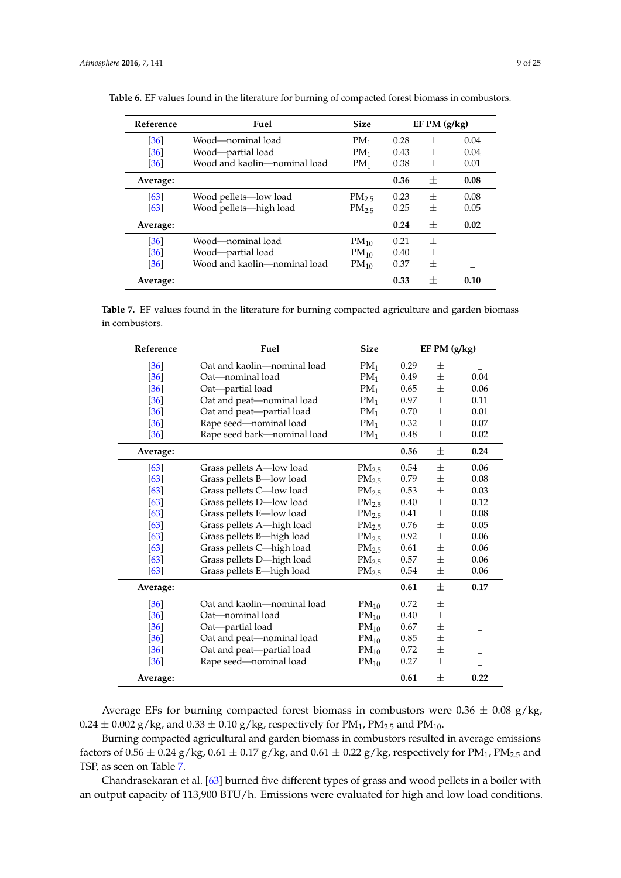**Table 6.** EF values found in the literature for burning of compacted forest biomass in combustors.

| Reference | Fuel | Size | EF PM (g/kg) | | |
|---|---|---|---|---|---|
| [36] | Wood—nominal load | $PM_1$ | 0.28 | ± | 0.04 |
| [36] | Wood—partial load | $PM_1$ | 0.43 | ± | 0.04 |
| [36] | Wood and kaolin—nominal load | $PM_1$ | 0.38 | ± | 0.01 |
| **Average:** | | | **0.36** | ± | **0.08** |
| [63] | Wood pellets—low load | $PM_{2.5}$ | 0.23 | ± | 0.08 |
| [63] | Wood pellets—high load | $PM_{2.5}$ | 0.25 | ± | 0.05 |
| **Average:** | | | **0.24** | ± | **0.02** |
| [36] | Wood—nominal load | $PM_{10}$ | 0.21 | ± | _ |
| [36] | Wood—partial load | $PM_{10}$ | 0.40 | ± | _ |
| [36] | Wood and kaolin—nominal load | $PM_{10}$ | 0.37 | ± | _ |
| **Average:** | | | **0.33** | ± | **0.10** |

**Table 7.** EF values found in the literature for burning compacted agriculture and garden biomass in combustors.

| Reference | Fuel | Size | EF PM (g/kg) | | |
|---|---|---|---|---|---|
| [36] | Oat and kaolin—nominal load | $PM_1$ | 0.29 | ± | _ |
| [36] | Oat—nominal load | $PM_1$ | 0.49 | ± | 0.04 |
| [36] | Oat—partial load | $PM_1$ | 0.65 | ± | 0.06 |
| [36] | Oat and peat—nominal load | $PM_1$ | 0.97 | ± | 0.11 |
| [36] | Oat and peat—partial load | $PM_1$ | 0.70 | ± | 0.01 |
| [36] | Rape seed—nominal load | $PM_1$ | 0.32 | ± | 0.07 |
| [36] | Rape seed bark—nominal load | $PM_1$ | 0.48 | ± | 0.02 |
| **Average:** | | | **0.56** | ± | **0.24** |
| [63] | Grass pellets A—low load | $PM_{2.5}$ | 0.54 | ± | 0.06 |
| [63] | Grass pellets B—low load | $PM_{2.5}$ | 0.79 | ± | 0.08 |
| [63] | Grass pellets C—low load | $PM_{2.5}$ | 0.53 | ± | 0.03 |
| [63] | Grass pellets D—low load | $PM_{2.5}$ | 0.40 | ± | 0.12 |
| [63] | Grass pellets E—low load | $PM_{2.5}$ | 0.41 | ± | 0.08 |
| [63] | Grass pellets A—high load | $PM_{2.5}$ | 0.76 | ± | 0.05 |
| [63] | Grass pellets B—high load | $PM_{2.5}$ | 0.92 | ± | 0.06 |
| [63] | Grass pellets C—high load | $PM_{2.5}$ | 0.61 | ± | 0.06 |
| [63] | Grass pellets D—high load | $PM_{2.5}$ | 0.57 | ± | 0.06 |
| [63] | Grass pellets E—high load | $PM_{2.5}$ | 0.54 | ± | 0.06 |
| **Average:** | | | **0.61** | ± | **0.17** |
| [36] | Oat and kaolin—nominal load | $PM_{10}$ | 0.72 | ± | _ |
| [36] | Oat—nominal load | $PM_{10}$ | 0.40 | ± | _ |
| [36] | Oat—partial load | $PM_{10}$ | 0.67 | ± | _ |
| [36] | Oat and peat—nominal load | $PM_{10}$ | 0.85 | ± | _ |
| [36] | Oat and peat—partial load | $PM_{10}$ | 0.72 | ± | _ |
| [36] | Rape seed—nominal load | $PM_{10}$ | 0.27 | ± | _ |
| **Average:** | | | **0.61** | ± | **0.22** |

Average EFs for burning compacted forest biomass in combustors were 0.36 ± 0.08 g/kg, 0.24 ± 0.002 g/kg, and 0.33 ± 0.10 g/kg, respectively for $PM_1$, $PM_{2.5}$ and $PM_{10}$.

Burning compacted agricultural and garden biomass in combustors resulted in average emissions factors of 0.56 ± 0.24 g/kg, 0.61 ± 0.17 g/kg, and 0.61 ± 0.22 g/kg, respectively for $PM_1$, $PM_{2.5}$ and TSP, as seen on Table 7.

Chandrasekaran et al. [63] burned five different types of grass and wood pellets in a boiler with an output capacity of 113,900 BTU/h. Emissions were evaluated for high and low load conditions.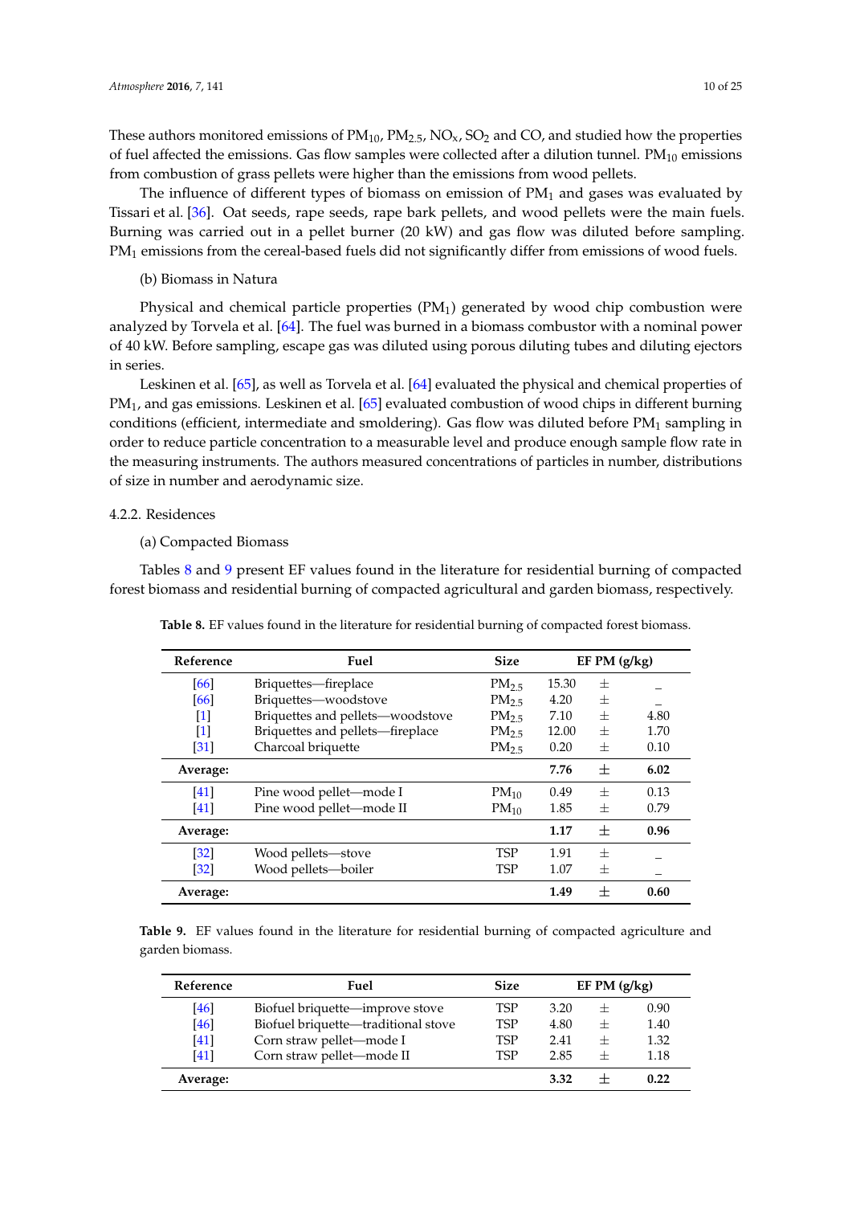These authors monitored emissions of $PM_{10}$, $PM_{2.5}$, $NO_x$, $SO_2$ and CO, and studied how the properties of fuel affected the emissions. Gas flow samples were collected after a dilution tunnel. $PM_{10}$ emissions from combustion of grass pellets were higher than the emissions from wood pellets.

The influence of different types of biomass on emission of $PM_1$ and gases was evaluated by Tissari et al. [36]. Oat seeds, rape seeds, rape bark pellets, and wood pellets were the main fuels. Burning was carried out in a pellet burner (20 kW) and gas flow was diluted before sampling. $PM_1$ emissions from the cereal-based fuels did not significantly differ from emissions of wood fuels.

(b) Biomass in Natura

Physical and chemical particle properties ($PM_1$) generated by wood chip combustion were analyzed by Torvela et al. [64]. The fuel was burned in a biomass combustor with a nominal power of 40 kW. Before sampling, escape gas was diluted using porous diluting tubes and diluting ejectors in series.

Leskinen et al. [65], as well as Torvela et al. [64] evaluated the physical and chemical properties of $PM_1$, and gas emissions. Leskinen et al. [65] evaluated combustion of wood chips in different burning conditions (efficient, intermediate and smoldering). Gas flow was diluted before $PM_1$ sampling in order to reduce particle concentration to a measurable level and produce enough sample flow rate in the measuring instruments. The authors measured concentrations of particles in number, distributions of size in number and aerodynamic size.

#### 4.2.2. Residences

(a) Compacted Biomass

Tables 8 and 9 present EF values found in the literature for residential burning of compacted forest biomass and residential burning of compacted agricultural and garden biomass, respectively.

**Table 8.** EF values found in the literature for residential burning of compacted forest biomass.

| Reference | Fuel | Size | EF PM (g/kg) | | |
|---|---|---|---|---|---|
| [66] | Briquettes—fireplace | $PM_{2.5}$ | 15.30 | ± | – |
| [66] | Briquettes—woodstove | $PM_{2.5}$ | 4.20 | ± | – |
| [1] | Briquettes and pellets—woodstove | $PM_{2.5}$ | 7.10 | ± | 4.80 |
| [1] | Briquettes and pellets—fireplace | $PM_{2.5}$ | 12.00 | ± | 1.70 |
| [31] | Charcoal briquette | $PM_{2.5}$ | 0.20 | ± | 0.10 |
| **Average:** | | | **7.76** | ± | **6.02** |
| [41] | Pine wood pellet—mode I | $PM_{10}$ | 0.49 | ± | 0.13 |
| [41] | Pine wood pellet—mode II | $PM_{10}$ | 1.85 | ± | 0.79 |
| **Average:** | | | **1.17** | ± | **0.96** |
| [32] | Wood pellets—stove | TSP | 1.91 | ± | – |
| [32] | Wood pellets—boiler | TSP | 1.07 | ± | – |
| **Average:** | | | **1.49** | ± | **0.60** |

**Table 9.** EF values found in the literature for residential burning of compacted agriculture and garden biomass.

| Reference | Fuel | Size | EF PM (g/kg) | | |
|---|---|---|---|---|---|
| [46] | Biofuel briquette—improve stove | TSP | 3.20 | ± | 0.90 |
| [46] | Biofuel briquette—traditional stove | TSP | 4.80 | ± | 1.40 |
| [41] | Corn straw pellet—mode I | TSP | 2.41 | ± | 1.32 |
| [41] | Corn straw pellet—mode II | TSP | 2.85 | ± | 1.18 |
| **Average:** | | | **3.32** | ± | **0.22** |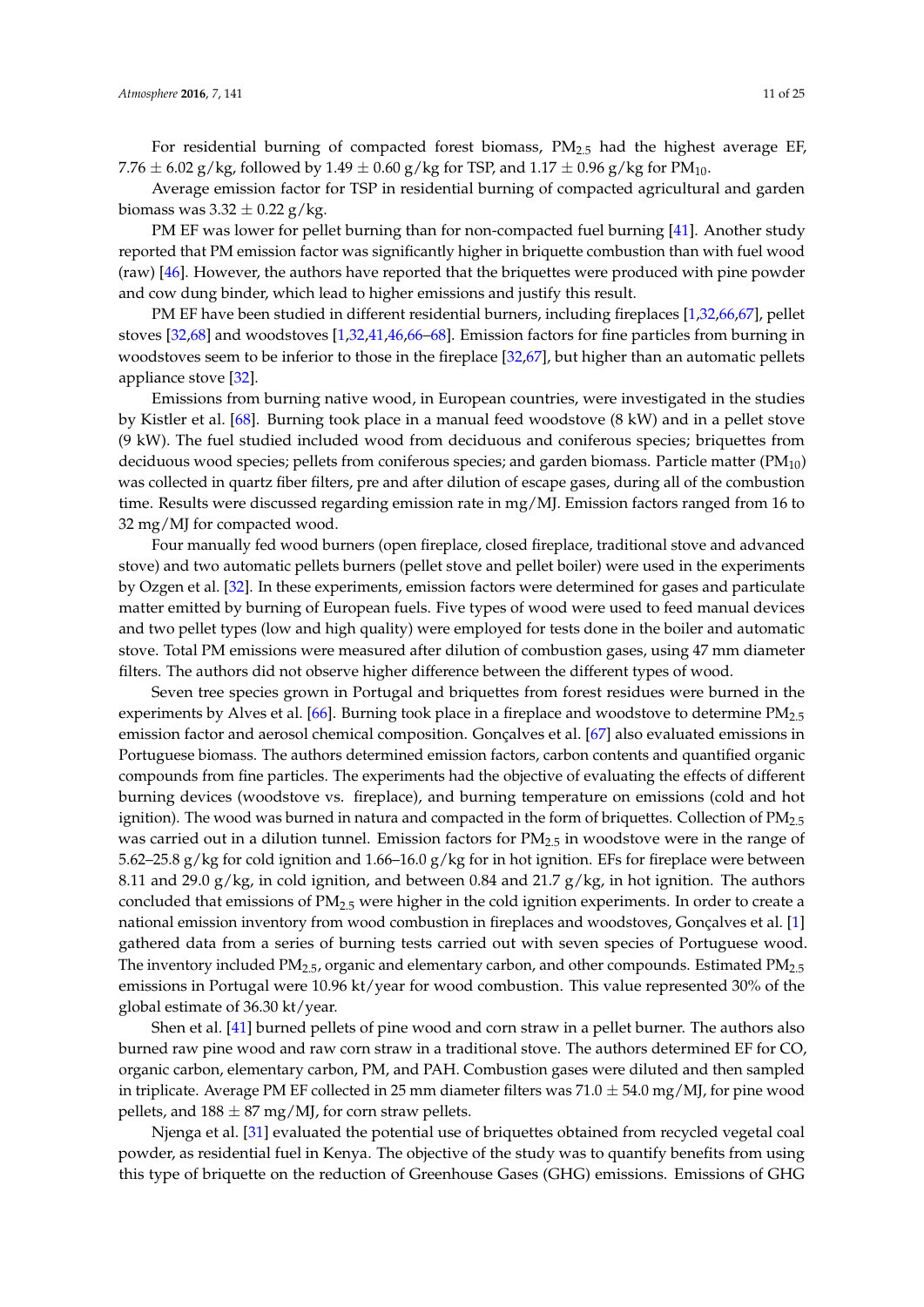For residential burning of compacted forest biomass, $PM_{2.5}$ had the highest average EF, 7.76 ± 6.02 g/kg, followed by 1.49 ± 0.60 g/kg for TSP, and 1.17 ± 0.96 g/kg for $PM_{10}$.

Average emission factor for TSP in residential burning of compacted agricultural and garden biomass was 3.32 ± 0.22 g/kg.

PM EF was lower for pellet burning than for non-compacted fuel burning [41]. Another study reported that PM emission factor was significantly higher in briquette combustion than with fuel wood (raw) [46]. However, the authors have reported that the briquettes were produced with pine powder and cow dung binder, which lead to higher emissions and justify this result.

PM EF have been studied in different residential burners, including fireplaces [1,32,66,67], pellet stoves [32,68] and woodstoves [1,32,41,46,66–68]. Emission factors for fine particles from burning in woodstoves seem to be inferior to those in the fireplace [32,67], but higher than an automatic pellets appliance stove [32].

Emissions from burning native wood, in European countries, were investigated in the studies by Kistler et al. [68]. Burning took place in a manual feed woodstove (8 kW) and in a pellet stove (9 kW). The fuel studied included wood from deciduous and coniferous species; briquettes from deciduous wood species; pellets from coniferous species; and garden biomass. Particle matter ($PM_{10}$) was collected in quartz fiber filters, pre and after dilution of escape gases, during all of the combustion time. Results were discussed regarding emission rate in mg/MJ. Emission factors ranged from 16 to 32 mg/MJ for compacted wood.

Four manually fed wood burners (open fireplace, closed fireplace, traditional stove and advanced stove) and two automatic pellets burners (pellet stove and pellet boiler) were used in the experiments by Ozgen et al. [32]. In these experiments, emission factors were determined for gases and particulate matter emitted by burning of European fuels. Five types of wood were used to feed manual devices and two pellet types (low and high quality) were employed for tests done in the boiler and automatic stove. Total PM emissions were measured after dilution of combustion gases, using 47 mm diameter filters. The authors did not observe higher difference between the different types of wood.

Seven tree species grown in Portugal and briquettes from forest residues were burned in the experiments by Alves et al. [66]. Burning took place in a fireplace and woodstove to determine $PM_{2.5}$ emission factor and aerosol chemical composition. Gonçalves et al. [67] also evaluated emissions in Portuguese biomass. The authors determined emission factors, carbon contents and quantified organic compounds from fine particles. The experiments had the objective of evaluating the effects of different burning devices (woodstove vs. fireplace), and burning temperature on emissions (cold and hot ignition). The wood was burned in natura and compacted in the form of briquettes. Collection of $PM_{2.5}$ was carried out in a dilution tunnel. Emission factors for $PM_{2.5}$ in woodstove were in the range of 5.62–25.8 g/kg for cold ignition and 1.66–16.0 g/kg for in hot ignition. EFs for fireplace were between 8.11 and 29.0 g/kg, in cold ignition, and between 0.84 and 21.7 g/kg, in hot ignition. The authors concluded that emissions of $PM_{2.5}$ were higher in the cold ignition experiments. In order to create a national emission inventory from wood combustion in fireplaces and woodstoves, Gonçalves et al. [1] gathered data from a series of burning tests carried out with seven species of Portuguese wood. The inventory included $PM_{2.5}$, organic and elementary carbon, and other compounds. Estimated $PM_{2.5}$ emissions in Portugal were 10.96 kt/year for wood combustion. This value represented 30% of the global estimate of 36.30 kt/year.

Shen et al. [41] burned pellets of pine wood and corn straw in a pellet burner. The authors also burned raw pine wood and raw corn straw in a traditional stove. The authors determined EF for CO, organic carbon, elementary carbon, PM, and PAH. Combustion gases were diluted and then sampled in triplicate. Average PM EF collected in 25 mm diameter filters was 71.0 ± 54.0 mg/MJ, for pine wood pellets, and 188 ± 87 mg/MJ, for corn straw pellets.

Njenga et al. [31] evaluated the potential use of briquettes obtained from recycled vegetal coal powder, as residential fuel in Kenya. The objective of the study was to quantify benefits from using this type of briquette on the reduction of Greenhouse Gases (GHG) emissions. Emissions of GHG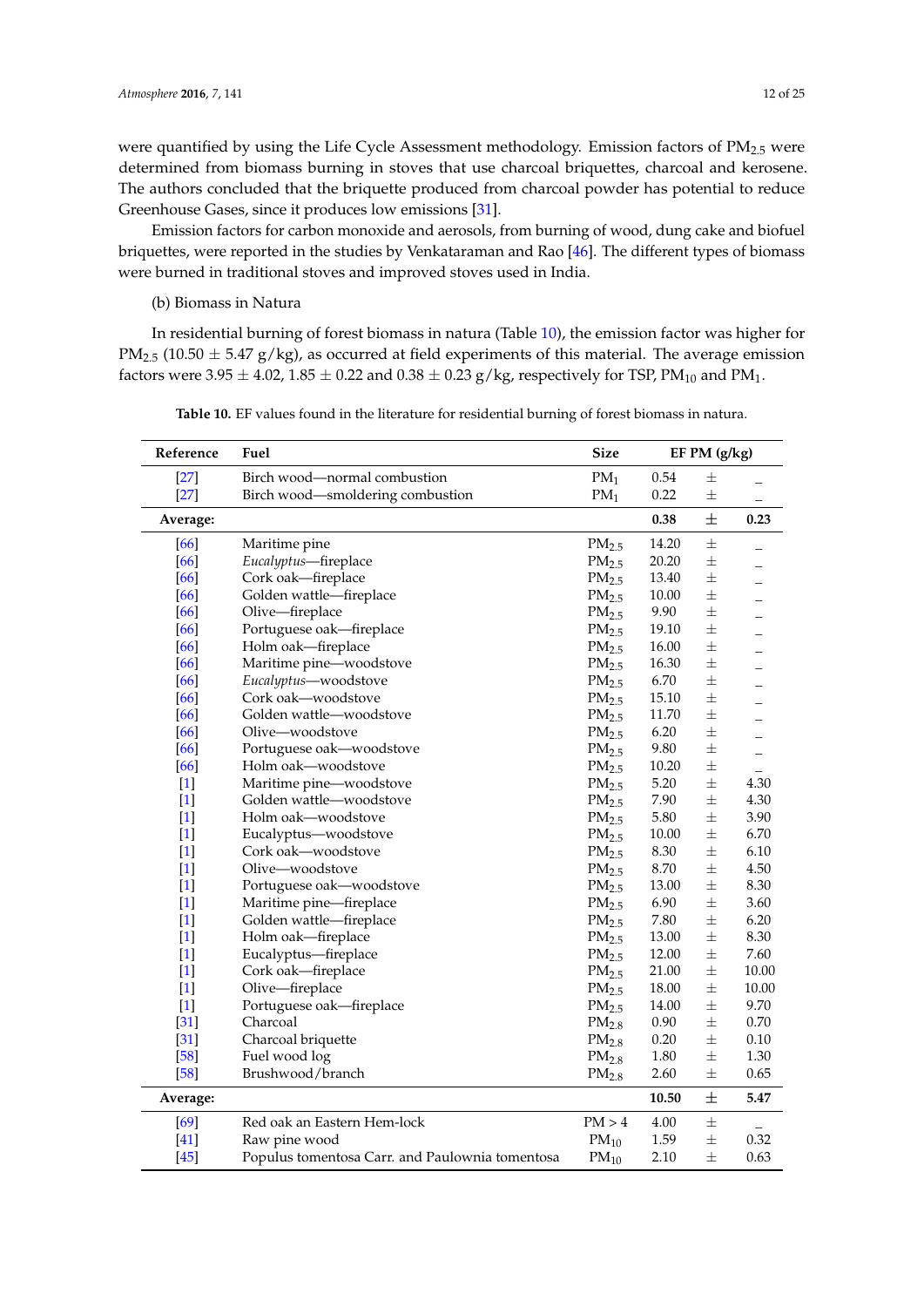were quantified by using the Life Cycle Assessment methodology. Emission factors of $PM_{2.5}$ were determined from biomass burning in stoves that use charcoal briquettes, charcoal and kerosene. The authors concluded that the briquette produced from charcoal powder has potential to reduce Greenhouse Gases, since it produces low emissions [31].

Emission factors for carbon monoxide and aerosols, from burning of wood, dung cake and biofuel briquettes, were reported in the studies by Venkataraman and Rao [46]. The different types of biomass were burned in traditional stoves and improved stoves used in India.

(b) Biomass in Natura

In residential burning of forest biomass in natura (Table 10), the emission factor was higher for $PM_{2.5}$ ($10.50 \pm 5.47$ g/kg), as occurred at field experiments of this material. The average emission factors were $3.95 \pm 4.02$, $1.85 \pm 0.22$ and $0.38 \pm 0.23$ g/kg, respectively for TSP, $PM_{10}$ and $PM_1$.

**Table 10.** EF values found in the literature for residential burning of forest biomass in natura.

| Reference | Fuel | Size | EF PM (g/kg) | | |
|---|---|---|---|---|---|
| [27] | Birch wood—normal combustion | $PM_1$ | 0.54 | ± | _ |
| [27] | Birch wood—smoldering combustion | $PM_1$ | 0.22 | ± | _ |
| **Average:** | | | **0.38** | **±** | **0.23** |
| [66] | Maritime pine | $PM_{2.5}$ | 14.20 | ± | _ |
| [66] | *Eucalyptus*—fireplace | $PM_{2.5}$ | 20.20 | ± | _ |
| [66] | Cork oak—fireplace | $PM_{2.5}$ | 13.40 | ± | _ |
| [66] | Golden wattle—fireplace | $PM_{2.5}$ | 10.00 | ± | _ |
| [66] | Olive—fireplace | $PM_{2.5}$ | 9.90 | ± | _ |
| [66] | Portuguese oak—fireplace | $PM_{2.5}$ | 19.10 | ± | _ |
| [66] | Holm oak—fireplace | $PM_{2.5}$ | 16.00 | ± | _ |
| [66] | Maritime pine—woodstove | $PM_{2.5}$ | 16.30 | ± | _ |
| [66] | *Eucalyptus*—woodstove | $PM_{2.5}$ | 6.70 | ± | _ |
| [66] | Cork oak—woodstove | $PM_{2.5}$ | 15.10 | ± | _ |
| [66] | Golden wattle—woodstove | $PM_{2.5}$ | 11.70 | ± | _ |
| [66] | Olive—woodstove | $PM_{2.5}$ | 6.20 | ± | _ |
| [66] | Portuguese oak—woodstove | $PM_{2.5}$ | 9.80 | ± | _ |
| [66] | Holm oak—woodstove | $PM_{2.5}$ | 10.20 | ± | _ |
| [1] | Maritime pine—woodstove | $PM_{2.5}$ | 5.20 | ± | 4.30 |
| [1] | Golden wattle—woodstove | $PM_{2.5}$ | 7.90 | ± | 4.30 |
| [1] | Holm oak—woodstove | $PM_{2.5}$ | 5.80 | ± | 3.90 |
| [1] | Eucalyptus—woodstove | $PM_{2.5}$ | 10.00 | ± | 6.70 |
| [1] | Cork oak—woodstove | $PM_{2.5}$ | 8.30 | ± | 6.10 |
| [1] | Olive—woodstove | $PM_{2.5}$ | 8.70 | ± | 4.50 |
| [1] | Portuguese oak—woodstove | $PM_{2.5}$ | 13.00 | ± | 8.30 |
| [1] | Maritime pine—fireplace | $PM_{2.5}$ | 6.90 | ± | 3.60 |
| [1] | Golden wattle—fireplace | $PM_{2.5}$ | 7.80 | ± | 6.20 |
| [1] | Holm oak—fireplace | $PM_{2.5}$ | 13.00 | ± | 8.30 |
| [1] | Eucalyptus—fireplace | $PM_{2.5}$ | 12.00 | ± | 7.60 |
| [1] | Cork oak—fireplace | $PM_{2.5}$ | 21.00 | ± | 10.00 |
| [1] | Olive—fireplace | $PM_{2.5}$ | 18.00 | ± | 10.00 |
| [1] | Portuguese oak—fireplace | $PM_{2.5}$ | 14.00 | ± | 9.70 |
| [31] | Charcoal | $PM_{2.8}$ | 0.90 | ± | 0.70 |
| [31] | Charcoal briquette | $PM_{2.8}$ | 0.20 | ± | 0.10 |
| [58] | Fuel wood log | $PM_{2.8}$ | 1.80 | ± | 1.30 |
| [58] | Brushwood/branch | $PM_{2.8}$ | 2.60 | ± | 0.65 |
| **Average:** | | | **10.50** | **±** | **5.47** |
| [69] | Red oak an Eastern Hem-lock | PM > 4 | 4.00 | ± | _ |
| [41] | Raw pine wood | $PM_{10}$ | 1.59 | ± | 0.32 |
| [45] | Populus tomentosa Carr. and Paulownia tomentosa | $PM_{10}$ | 2.10 | ± | 0.63 |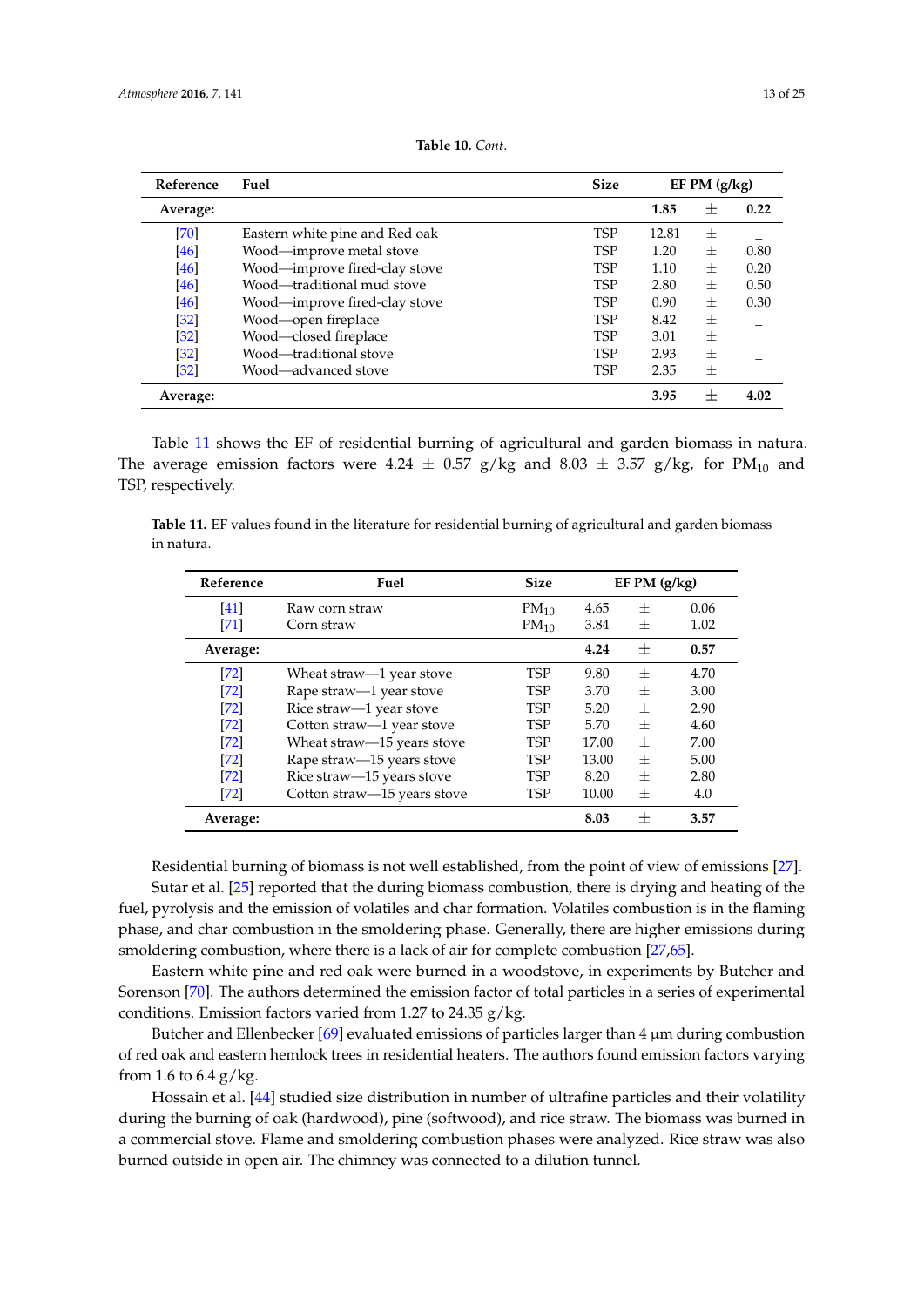**Table 10.** *Cont.*

| Reference | Fuel | Size | EF PM (g/kg) | | |
|---|---|---|---|---|---|
| **Average:** | | | **1.85** | ± | **0.22** |
| [70] | Eastern white pine and Red oak | TSP | 12.81 | ± | _ |
| [46] | Wood—improve metal stove | TSP | 1.20 | ± | 0.80 |
| [46] | Wood—improve fired-clay stove | TSP | 1.10 | ± | 0.20 |
| [46] | Wood—traditional mud stove | TSP | 2.80 | ± | 0.50 |
| [46] | Wood—improve fired-clay stove | TSP | 0.90 | ± | 0.30 |
| [32] | Wood—open fireplace | TSP | 8.42 | ± | _ |
| [32] | Wood—closed fireplace | TSP | 3.01 | ± | _ |
| [32] | Wood—traditional stove | TSP | 2.93 | ± | _ |
| [32] | Wood—advanced stove | TSP | 2.35 | ± | _ |
| **Average:** | | | **3.95** | ± | **4.02** |

Table 11 shows the EF of residential burning of agricultural and garden biomass in natura. The average emission factors were 4.24 ± 0.57 g/kg and 8.03 ± 3.57 g/kg, for $PM_{10}$ and TSP, respectively.

**Table 11.** EF values found in the literature for residential burning of agricultural and garden biomass in natura.

| Reference | Fuel | Size | EF PM (g/kg) | | |
|---|---|---|---|---|---|
| [41] | Raw corn straw | $PM_{10}$ | 4.65 | ± | 0.06 |
| [71] | Corn straw | $PM_{10}$ | 3.84 | ± | 1.02 |
| **Average:** | | | **4.24** | ± | **0.57** |
| [72] | Wheat straw—1 year stove | TSP | 9.80 | ± | 4.70 |
| [72] | Rape straw—1 year stove | TSP | 3.70 | ± | 3.00 |
| [72] | Rice straw—1 year stove | TSP | 5.20 | ± | 2.90 |
| [72] | Cotton straw—1 year stove | TSP | 5.70 | ± | 4.60 |
| [72] | Wheat straw—15 years stove | TSP | 17.00 | ± | 7.00 |
| [72] | Rape straw—15 years stove | TSP | 13.00 | ± | 5.00 |
| [72] | Rice straw—15 years stove | TSP | 8.20 | ± | 2.80 |
| [72] | Cotton straw—15 years stove | TSP | 10.00 | ± | 4.0 |
| **Average:** | | | **8.03** | ± | **3.57** |

Residential burning of biomass is not well established, from the point of view of emissions [27]. Sutar et al. [25] reported that the during biomass combustion, there is drying and heating of the fuel, pyrolysis and the emission of volatiles and char formation. Volatiles combustion is in the flaming phase, and char combustion in the smoldering phase. Generally, there are higher emissions during smoldering combustion, where there is a lack of air for complete combustion [27,65].

Eastern white pine and red oak were burned in a woodstove, in experiments by Butcher and Sorenson [70]. The authors determined the emission factor of total particles in a series of experimental conditions. Emission factors varied from 1.27 to 24.35 g/kg.

Butcher and Ellenbecker [69] evaluated emissions of particles larger than 4 µm during combustion of red oak and eastern hemlock trees in residential heaters. The authors found emission factors varying from 1.6 to 6.4 g/kg.

Hossain et al. [44] studied size distribution in number of ultrafine particles and their volatility during the burning of oak (hardwood), pine (softwood), and rice straw. The biomass was burned in a commercial stove. Flame and smoldering combustion phases were analyzed. Rice straw was also burned outside in open air. The chimney was connected to a dilution tunnel.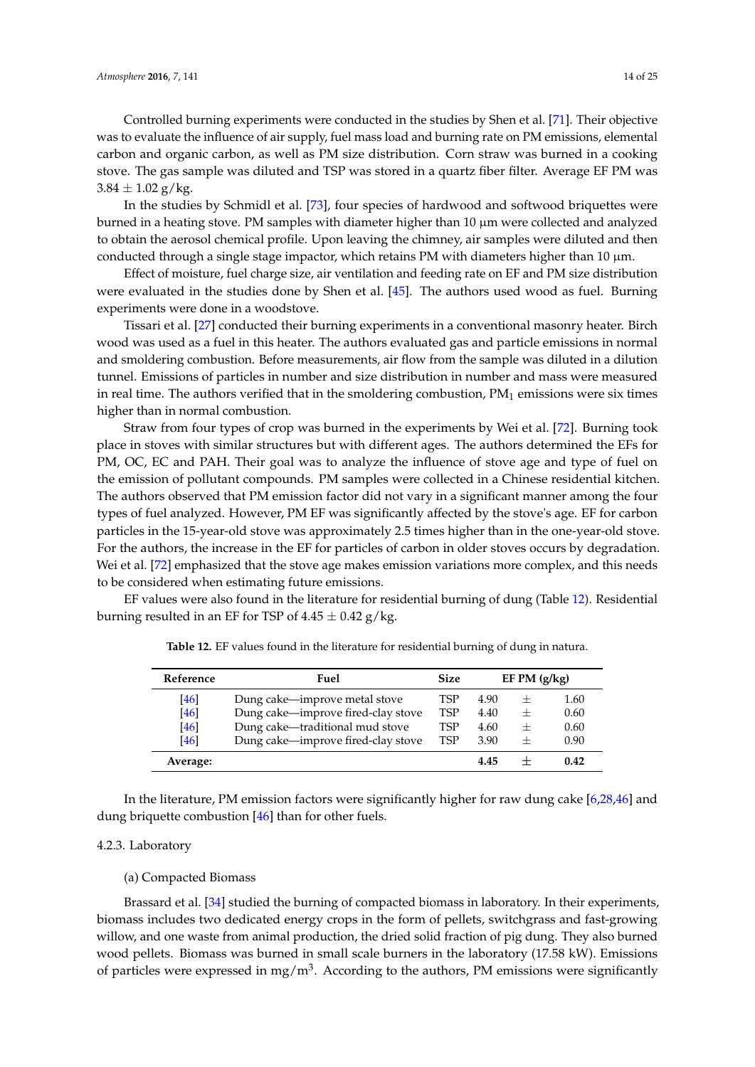Controlled burning experiments were conducted in the studies by Shen et al. [71]. Their objective was to evaluate the influence of air supply, fuel mass load and burning rate on PM emissions, elemental carbon and organic carbon, as well as PM size distribution. Corn straw was burned in a cooking stove. The gas sample was diluted and TSP was stored in a quartz fiber filter. Average EF PM was $3.84 \pm 1.02$ g/kg.

In the studies by Schmidl et al. [73], four species of hardwood and softwood briquettes were burned in a heating stove. PM samples with diameter higher than 10 µm were collected and analyzed to obtain the aerosol chemical profile. Upon leaving the chimney, air samples were diluted and then conducted through a single stage impactor, which retains PM with diameters higher than 10 µm.

Effect of moisture, fuel charge size, air ventilation and feeding rate on EF and PM size distribution were evaluated in the studies done by Shen et al. [45]. The authors used wood as fuel. Burning experiments were done in a woodstove.

Tissari et al. [27] conducted their burning experiments in a conventional masonry heater. Birch wood was used as a fuel in this heater. The authors evaluated gas and particle emissions in normal and smoldering combustion. Before measurements, air flow from the sample was diluted in a dilution tunnel. Emissions of particles in number and size distribution in number and mass were measured in real time. The authors verified that in the smoldering combustion, $PM_1$ emissions were six times higher than in normal combustion.

Straw from four types of crop was burned in the experiments by Wei et al. [72]. Burning took place in stoves with similar structures but with different ages. The authors determined the EFs for PM, OC, EC and PAH. Their goal was to analyze the influence of stove age and type of fuel on the emission of pollutant compounds. PM samples were collected in a Chinese residential kitchen. The authors observed that PM emission factor did not vary in a significant manner among the four types of fuel analyzed. However, PM EF was significantly affected by the stove's age. EF for carbon particles in the 15-year-old stove was approximately 2.5 times higher than in the one-year-old stove. For the authors, the increase in the EF for particles of carbon in older stoves occurs by degradation. Wei et al. [72] emphasized that the stove age makes emission variations more complex, and this needs to be considered when estimating future emissions.

EF values were also found in the literature for residential burning of dung (Table 12). Residential burning resulted in an EF for TSP of $4.45 \pm 0.42$ g/kg.

**Table 12.** EF values found in the literature for residential burning of dung in natura.

| Reference | Fuel | Size | EF PM (g/kg) | | |
|---|---|---|---|---|---|
| [46] | Dung cake—improve metal stove | TSP | 4.90 | ± | 1.60 |
| [46] | Dung cake—improve fired-clay stove | TSP | 4.40 | ± | 0.60 |
| [46] | Dung cake—traditional mud stove | TSP | 4.60 | ± | 0.60 |
| [46] | Dung cake—improve fired-clay stove | TSP | 3.90 | ± | 0.90 |
| **Average:** | | | **4.45** | ± | **0.42** |

In the literature, PM emission factors were significantly higher for raw dung cake [6,28,46] and dung briquette combustion [46] than for other fuels.

#### 4.2.3. Laboratory

(a) Compacted Biomass

Brassard et al. [34] studied the burning of compacted biomass in laboratory. In their experiments, biomass includes two dedicated energy crops in the form of pellets, switchgrass and fast-growing willow, and one waste from animal production, the dried solid fraction of pig dung. They also burned wood pellets. Biomass was burned in small scale burners in the laboratory (17.58 kW). Emissions of particles were expressed in mg/m$^3$. According to the authors, PM emissions were significantly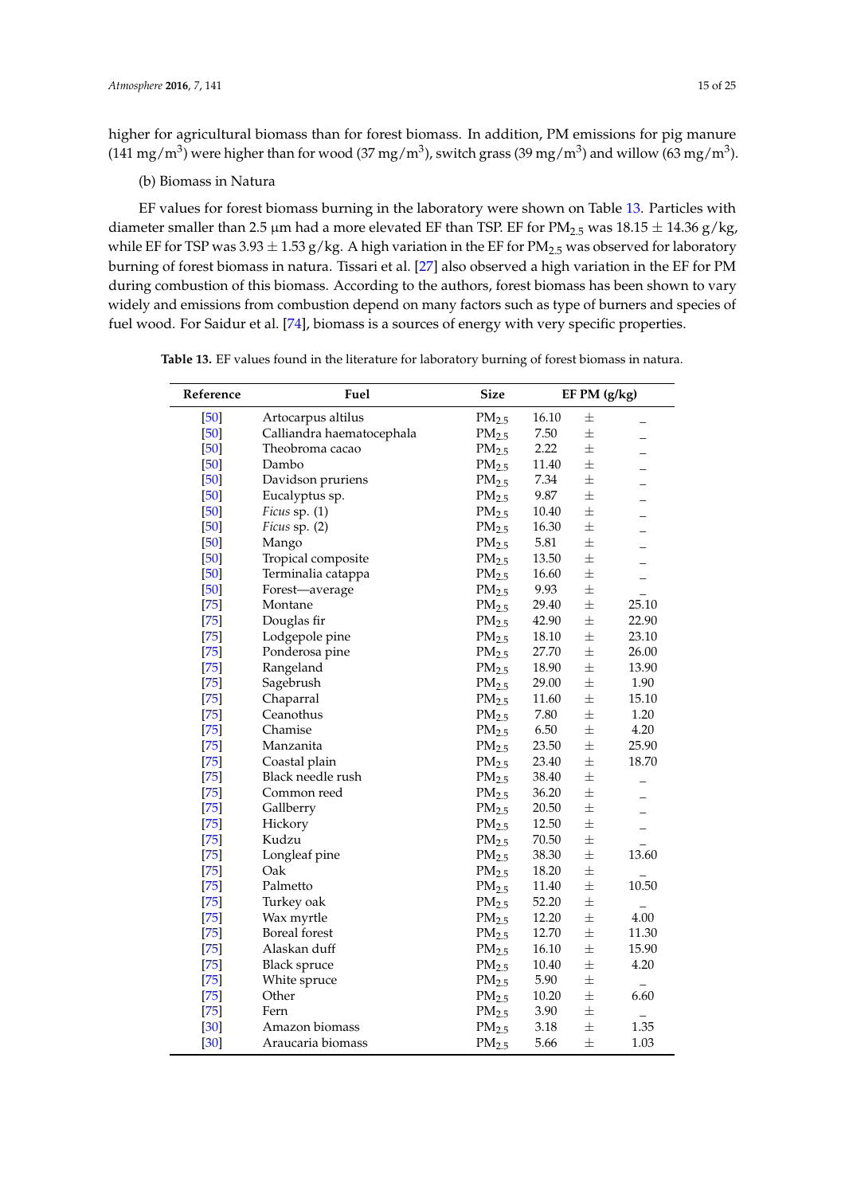higher for agricultural biomass than for forest biomass. In addition, PM emissions for pig manure (141 mg/m$^3$) were higher than for wood (37 mg/m$^3$), switch grass (39 mg/m$^3$) and willow (63 mg/m$^3$).

(b) Biomass in Natura

EF values for forest biomass burning in the laboratory were shown on Table 13. Particles with diameter smaller than 2.5 µm had a more elevated EF than TSP. EF for $PM_{2.5}$ was 18.15 ± 14.36 g/kg, while EF for TSP was 3.93 ± 1.53 g/kg. A high variation in the EF for $PM_{2.5}$ was observed for laboratory burning of forest biomass in natura. Tissari et al. [27] also observed a high variation in the EF for PM during combustion of this biomass. According to the authors, forest biomass has been shown to vary widely and emissions from combustion depend on many factors such as type of burners and species of fuel wood. For Saidur et al. [74], biomass is a sources of energy with very specific properties.

**Table 13.** EF values found in the literature for laboratory burning of forest biomass in natura.

| Reference | Fuel | Size | EF PM (g/kg) | | |
|---|---|---|---|---|---|
| [50] | Artocarpus altilus | $PM_{2.5}$ | 16.10 | ± | _ |
| [50] | Calliandra haematocephala | $PM_{2.5}$ | 7.50 | ± | _ |
| [50] | Theobroma cacao | $PM_{2.5}$ | 2.22 | ± | _ |
| [50] | Dambo | $PM_{2.5}$ | 11.40 | ± | _ |
| [50] | Davidson pruriens | $PM_{2.5}$ | 7.34 | ± | _ |
| [50] | Eucalyptus sp. | $PM_{2.5}$ | 9.87 | ± | _ |
| [50] | *Ficus* sp. (1) | $PM_{2.5}$ | 10.40 | ± | _ |
| [50] | *Ficus* sp. (2) | $PM_{2.5}$ | 16.30 | ± | _ |
| [50] | Mango | $PM_{2.5}$ | 5.81 | ± | _ |
| [50] | Tropical composite | $PM_{2.5}$ | 13.50 | ± | _ |
| [50] | Terminalia catappa | $PM_{2.5}$ | 16.60 | ± | _ |
| [50] | Forest—average | $PM_{2.5}$ | 9.93 | ± | _ |
| [75] | Montane | $PM_{2.5}$ | 29.40 | ± | 25.10 |
| [75] | Douglas fir | $PM_{2.5}$ | 42.90 | ± | 22.90 |
| [75] | Lodgepole pine | $PM_{2.5}$ | 18.10 | ± | 23.10 |
| [75] | Ponderosa pine | $PM_{2.5}$ | 27.70 | ± | 26.00 |
| [75] | Rangeland | $PM_{2.5}$ | 18.90 | ± | 13.90 |
| [75] | Sagebrush | $PM_{2.5}$ | 29.00 | ± | 1.90 |
| [75] | Chaparral | $PM_{2.5}$ | 11.60 | ± | 15.10 |
| [75] | Ceanothus | $PM_{2.5}$ | 7.80 | ± | 1.20 |
| [75] | Chamise | $PM_{2.5}$ | 6.50 | ± | 4.20 |
| [75] | Manzanita | $PM_{2.5}$ | 23.50 | ± | 25.90 |
| [75] | Coastal plain | $PM_{2.5}$ | 23.40 | ± | 18.70 |
| [75] | Black needle rush | $PM_{2.5}$ | 38.40 | ± | _ |
| [75] | Common reed | $PM_{2.5}$ | 36.20 | ± | _ |
| [75] | Gallberry | $PM_{2.5}$ | 20.50 | ± | _ |
| [75] | Hickory | $PM_{2.5}$ | 12.50 | ± | _ |
| [75] | Kudzu | $PM_{2.5}$ | 70.50 | ± | _ |
| [75] | Longleaf pine | $PM_{2.5}$ | 38.30 | ± | 13.60 |
| [75] | Oak | $PM_{2.5}$ | 18.20 | ± | _ |
| [75] | Palmetto | $PM_{2.5}$ | 11.40 | ± | 10.50 |
| [75] | Turkey oak | $PM_{2.5}$ | 52.20 | ± | _ |
| [75] | Wax myrtle | $PM_{2.5}$ | 12.20 | ± | 4.00 |
| [75] | Boreal forest | $PM_{2.5}$ | 12.70 | ± | 11.30 |
| [75] | Alaskan duff | $PM_{2.5}$ | 16.10 | ± | 15.90 |
| [75] | Black spruce | $PM_{2.5}$ | 10.40 | ± | 4.20 |
| [75] | White spruce | $PM_{2.5}$ | 5.90 | ± | _ |
| [75] | Other | $PM_{2.5}$ | 10.20 | ± | 6.60 |
| [75] | Fern | $PM_{2.5}$ | 3.90 | ± | _ |
| [30] | Amazon biomass | $PM_{2.5}$ | 3.18 | ± | 1.35 |
| [30] | Araucaria biomass | $PM_{2.5}$ | 5.66 | ± | 1.03 |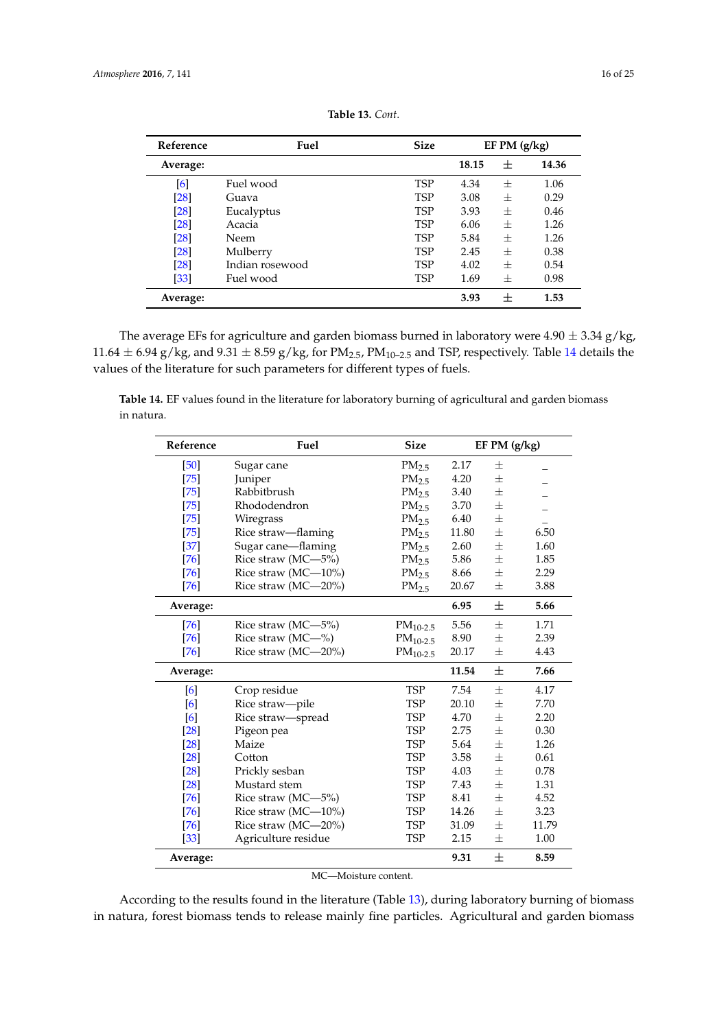**Table 13.** *Cont.*

| Reference | Fuel | Size | EF PM (g/kg) | | |
|---|---|---|---|---|---|
| **Average:** | | | **18.15** | ± | **14.36** |
| [6] | Fuel wood | TSP | 4.34 | ± | 1.06 |
| [28] | Guava | TSP | 3.08 | ± | 0.29 |
| [28] | Eucalyptus | TSP | 3.93 | ± | 0.46 |
| [28] | Acacia | TSP | 6.06 | ± | 1.26 |
| [28] | Neem | TSP | 5.84 | ± | 1.26 |
| [28] | Mulberry | TSP | 2.45 | ± | 0.38 |
| [28] | Indian rosewood | TSP | 4.02 | ± | 0.54 |
| [33] | Fuel wood | TSP | 1.69 | ± | 0.98 |
| **Average:** | | | **3.93** | ± | **1.53** |

The average EFs for agriculture and garden biomass burned in laboratory were 4.90 ± 3.34 g/kg, 11.64 ± 6.94 g/kg, and 9.31 ± 8.59 g/kg, for $PM_{2.5}$, $PM_{10-2.5}$ and TSP, respectively. Table 14 details the values of the literature for such parameters for different types of fuels.

**Table 14.** EF values found in the literature for laboratory burning of agricultural and garden biomass in natura.

| Reference | Fuel | Size | EF PM (g/kg) | | |
|---|---|---|---|---|---|
| [50] | Sugar cane | $PM_{2.5}$ | 2.17 | ± | – |
| [75] | Juniper | $PM_{2.5}$ | 4.20 | ± | – |
| [75] | Rabbitbrush | $PM_{2.5}$ | 3.40 | ± | – |
| [75] | Rhododendron | $PM_{2.5}$ | 3.70 | ± | – |
| [75] | Wiregrass | $PM_{2.5}$ | 6.40 | ± | – |
| [75] | Rice straw—flaming | $PM_{2.5}$ | 11.80 | ± | 6.50 |
| [37] | Sugar cane—flaming | $PM_{2.5}$ | 2.60 | ± | 1.60 |
| [76] | Rice straw (MC—5%) | $PM_{2.5}$ | 5.86 | ± | 1.85 |
| [76] | Rice straw (MC—10%) | $PM_{2.5}$ | 8.66 | ± | 2.29 |
| [76] | Rice straw (MC—20%) | $PM_{2.5}$ | 20.67 | ± | 3.88 |
| **Average:** | | | **6.95** | ± | **5.66** |
| [76] | Rice straw (MC—5%) | $PM_{10-2.5}$ | 5.56 | ± | 1.71 |
| [76] | Rice straw (MC—%) | $PM_{10-2.5}$ | 8.90 | ± | 2.39 |
| [76] | Rice straw (MC—20%) | $PM_{10-2.5}$ | 20.17 | ± | 4.43 |
| **Average:** | | | **11.54** | ± | **7.66** |
| [6] | Crop residue | TSP | 7.54 | ± | 4.17 |
| [6] | Rice straw—pile | TSP | 20.10 | ± | 7.70 |
| [6] | Rice straw—spread | TSP | 4.70 | ± | 2.20 |
| [28] | Pigeon pea | TSP | 2.75 | ± | 0.30 |
| [28] | Maize | TSP | 5.64 | ± | 1.26 |
| [28] | Cotton | TSP | 3.58 | ± | 0.61 |
| [28] | Prickly sesban | TSP | 4.03 | ± | 0.78 |
| [28] | Mustard stem | TSP | 7.43 | ± | 1.31 |
| [76] | Rice straw (MC—5%) | TSP | 8.41 | ± | 4.52 |
| [76] | Rice straw (MC—10%) | TSP | 14.26 | ± | 3.23 |
| [76] | Rice straw (MC—20%) | TSP | 31.09 | ± | 11.79 |
| [33] | Agriculture residue | TSP | 2.15 | ± | 1.00 |
| **Average:** | | | **9.31** | ± | **8.59** |

MC—Moisture content.

According to the results found in the literature (Table 13), during laboratory burning of biomass in natura, forest biomass tends to release mainly fine particles. Agricultural and garden biomass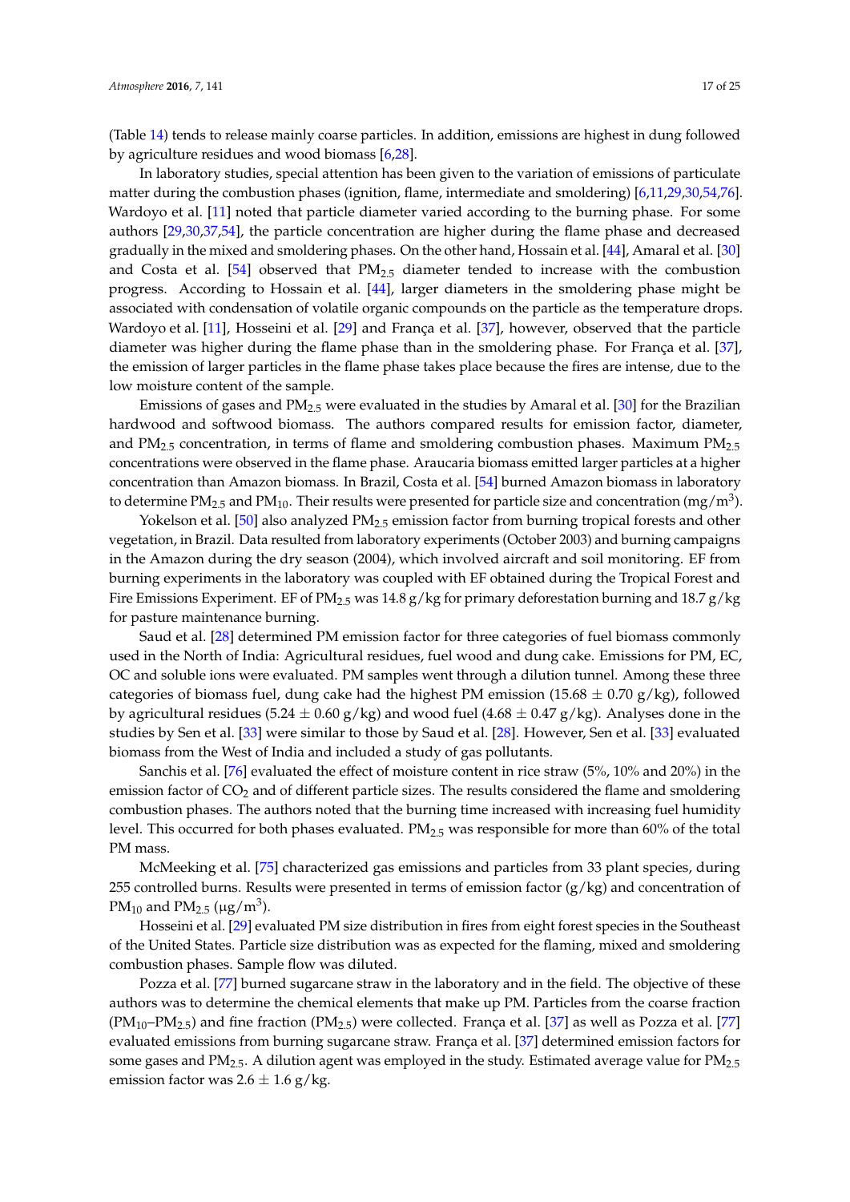(Table 14) tends to release mainly coarse particles. In addition, emissions are highest in dung followed by agriculture residues and wood biomass [6,28].

In laboratory studies, special attention has been given to the variation of emissions of particulate matter during the combustion phases (ignition, flame, intermediate and smoldering) [6,11,29,30,54,76]. Wardoyo et al. [11] noted that particle diameter varied according to the burning phase. For some authors [29,30,37,54], the particle concentration are higher during the flame phase and decreased gradually in the mixed and smoldering phases. On the other hand, Hossain et al. [44], Amaral et al. [30] and Costa et al. [54] observed that $PM_{2.5}$ diameter tended to increase with the combustion progress. According to Hossain et al. [44], larger diameters in the smoldering phase might be associated with condensation of volatile organic compounds on the particle as the temperature drops. Wardoyo et al. [11], Hosseini et al. [29] and França et al. [37], however, observed that the particle diameter was higher during the flame phase than in the smoldering phase. For França et al. [37], the emission of larger particles in the flame phase takes place because the fires are intense, due to the low moisture content of the sample.

Emissions of gases and $PM_{2.5}$ were evaluated in the studies by Amaral et al. [30] for the Brazilian hardwood and softwood biomass. The authors compared results for emission factor, diameter, and $PM_{2.5}$ concentration, in terms of flame and smoldering combustion phases. Maximum $PM_{2.5}$ concentrations were observed in the flame phase. Araucaria biomass emitted larger particles at a higher concentration than Amazon biomass. In Brazil, Costa et al. [54] burned Amazon biomass in laboratory to determine $PM_{2.5}$ and $PM_{10}$. Their results were presented for particle size and concentration ($mg/m^3$).

Yokelson et al. [50] also analyzed $PM_{2.5}$ emission factor from burning tropical forests and other vegetation, in Brazil. Data resulted from laboratory experiments (October 2003) and burning campaigns in the Amazon during the dry season (2004), which involved aircraft and soil monitoring. EF from burning experiments in the laboratory was coupled with EF obtained during the Tropical Forest and Fire Emissions Experiment. EF of $PM_{2.5}$ was 14.8 g/kg for primary deforestation burning and 18.7 g/kg for pasture maintenance burning.

Saud et al. [28] determined PM emission factor for three categories of fuel biomass commonly used in the North of India: Agricultural residues, fuel wood and dung cake. Emissions for PM, EC, OC and soluble ions were evaluated. PM samples went through a dilution tunnel. Among these three categories of biomass fuel, dung cake had the highest PM emission ($15.68 \pm 0.70$ g/kg), followed by agricultural residues ($5.24 \pm 0.60$ g/kg) and wood fuel ($4.68 \pm 0.47$ g/kg). Analyses done in the studies by Sen et al. [33] were similar to those by Saud et al. [28]. However, Sen et al. [33] evaluated biomass from the West of India and included a study of gas pollutants.

Sanchis et al. [76] evaluated the effect of moisture content in rice straw (5%, 10% and 20%) in the emission factor of $CO_2$ and of different particle sizes. The results considered the flame and smoldering combustion phases. The authors noted that the burning time increased with increasing fuel humidity level. This occurred for both phases evaluated. $PM_{2.5}$ was responsible for more than 60% of the total PM mass.

McMeeking et al. [75] characterized gas emissions and particles from 33 plant species, during 255 controlled burns. Results were presented in terms of emission factor (g/kg) and concentration of $PM_{10}$ and $PM_{2.5}$ ($\mu g/m^3$).

Hosseini et al. [29] evaluated PM size distribution in fires from eight forest species in the Southeast of the United States. Particle size distribution was as expected for the flaming, mixed and smoldering combustion phases. Sample flow was diluted.

Pozza et al. [77] burned sugarcane straw in the laboratory and in the field. The objective of these authors was to determine the chemical elements that make up PM. Particles from the coarse fraction ($PM_{10}$–$PM_{2.5}$) and fine fraction ($PM_{2.5}$) were collected. França et al. [37] as well as Pozza et al. [77] evaluated emissions from burning sugarcane straw. França et al. [37] determined emission factors for some gases and $PM_{2.5}$. A dilution agent was employed in the study. Estimated average value for $PM_{2.5}$ emission factor was $2.6 \pm 1.6$ g/kg.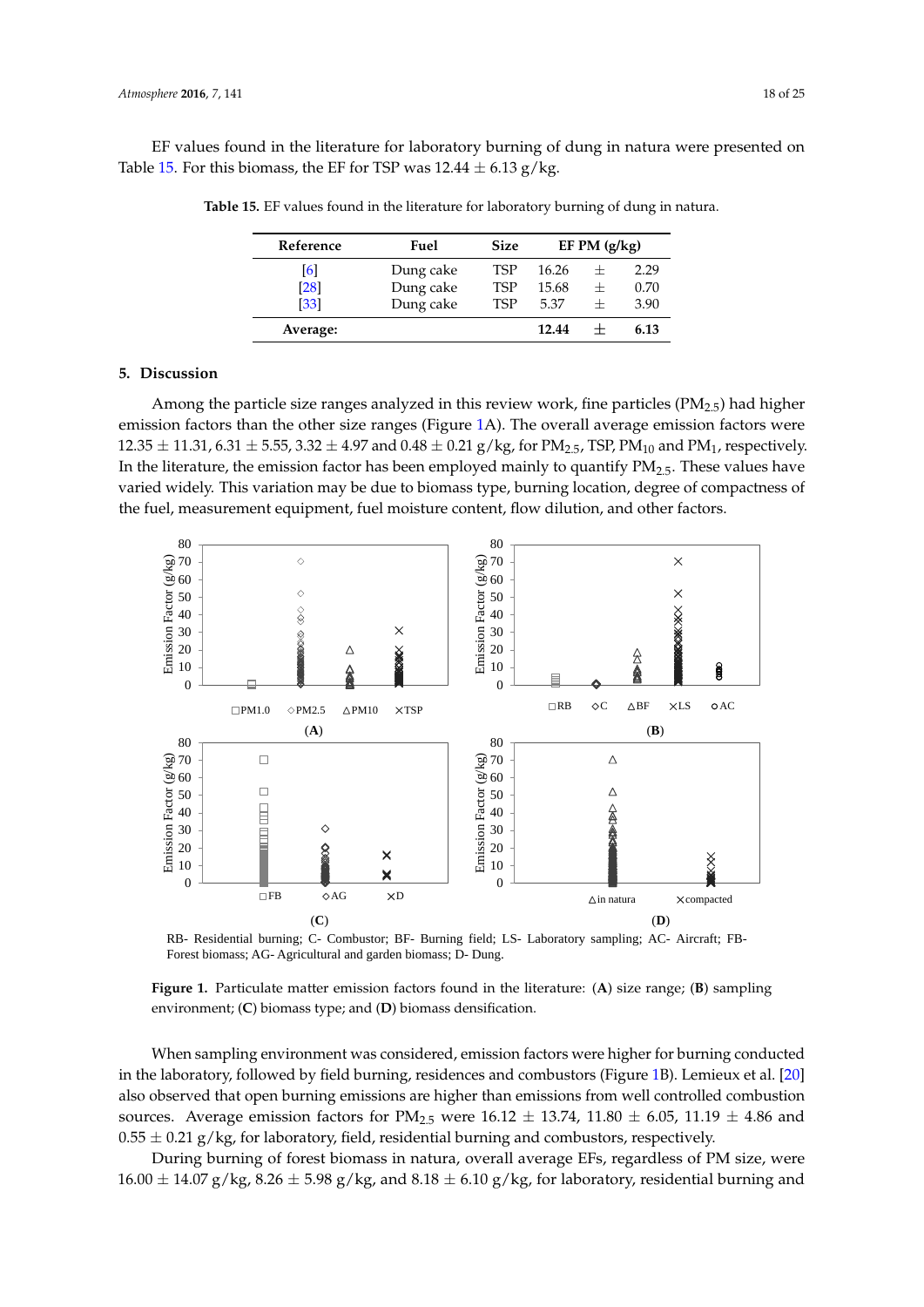EF values found in the literature for laboratory burning of dung in natura were presented on Table 15. For this biomass, the EF for TSP was 12.44 ± 6.13 g/kg.

**Table 15.** EF values found in the literature for laboratory burning of dung in natura.

| Reference | Fuel | Size | EF PM (g/kg) |
|---|---|---|---|
| [6] | Dung cake | TSP | 16.26 ± 2.29 |
| [28] | Dung cake | TSP | 15.68 ± 0.70 |
| [33] | Dung cake | TSP | 5.37 ± 3.90 |
| **Average:** | | | **12.44 ± 6.13** |

## 5. Discussion

Among the particle size ranges analyzed in this review work, fine particles ($PM_{2.5}$) had higher emission factors than the other size ranges (Figure 1A). The overall average emission factors were 12.35 ± 11.31, 6.31 ± 5.55, 3.32 ± 4.97 and 0.48 ± 0.21 g/kg, for $PM_{2.5}$, TSP, $PM_{10}$ and $PM_1$, respectively. In the literature, the emission factor has been employed mainly to quantify $PM_{2.5}$. These values have varied widely. This variation may be due to biomass type, burning location, degree of compactness of the fuel, measurement equipment, fuel moisture content, flow dilution, and other factors.

RB- Residential burning; C- Combustor; BF- Burning field; LS- Laboratory sampling; AC- Aircraft; FB- Forest biomass; AG- Agricultural and garden biomass; D- Dung.

**Figure 1.** Particulate matter emission factors found in the literature: (**A**) size range; (**B**) sampling environment; (**C**) biomass type; and (**D**) biomass densification.

When sampling environment was considered, emission factors were higher for burning conducted in the laboratory, followed by field burning, residences and combustors (Figure 1B). Lemieux et al. [20] also observed that open burning emissions are higher than emissions from well controlled combustion sources. Average emission factors for $PM_{2.5}$ were 16.12 ± 13.74, 11.80 ± 6.05, 11.19 ± 4.86 and 0.55 ± 0.21 g/kg, for laboratory, field, residential burning and combustors, respectively.

During burning of forest biomass in natura, overall average EFs, regardless of PM size, were 16.00 ± 14.07 g/kg, 8.26 ± 5.98 g/kg, and 8.18 ± 6.10 g/kg, for laboratory, residential burning and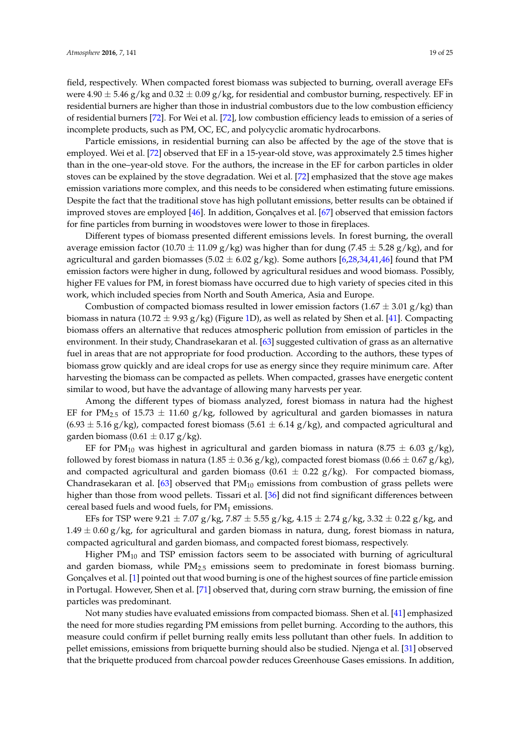field, respectively. When compacted forest biomass was subjected to burning, overall average EFs were 4.90 ± 5.46 g/kg and 0.32 ± 0.09 g/kg, for residential and combustor burning, respectively. EF in residential burners are higher than those in industrial combustors due to the low combustion efficiency of residential burners [72]. For Wei et al. [72], low combustion efficiency leads to emission of a series of incomplete products, such as PM, OC, EC, and polycyclic aromatic hydrocarbons.

Particle emissions, in residential burning can also be affected by the age of the stove that is employed. Wei et al. [72] observed that EF in a 15-year-old stove, was approximately 2.5 times higher than in the one–year-old stove. For the authors, the increase in the EF for carbon particles in older stoves can be explained by the stove degradation. Wei et al. [72] emphasized that the stove age makes emission variations more complex, and this needs to be considered when estimating future emissions. Despite the fact that the traditional stove has high pollutant emissions, better results can be obtained if improved stoves are employed [46]. In addition, Gonçalves et al. [67] observed that emission factors for fine particles from burning in woodstoves were lower to those in fireplaces.

Different types of biomass presented different emissions levels. In forest burning, the overall average emission factor (10.70 ± 11.09 g/kg) was higher than for dung (7.45 ± 5.28 g/kg), and for agricultural and garden biomasses (5.02 ± 6.02 g/kg). Some authors [6,28,34,41,46] found that PM emission factors were higher in dung, followed by agricultural residues and wood biomass. Possibly, higher FE values for PM, in forest biomass have occurred due to high variety of species cited in this work, which included species from North and South America, Asia and Europe.

Combustion of compacted biomass resulted in lower emission factors (1.67 ± 3.01 g/kg) than biomass in natura (10.72 ± 9.93 g/kg) (Figure 1D), as well as related by Shen et al. [41]. Compacting biomass offers an alternative that reduces atmospheric pollution from emission of particles in the environment. In their study, Chandrasekaran et al. [63] suggested cultivation of grass as an alternative fuel in areas that are not appropriate for food production. According to the authors, these types of biomass grow quickly and are ideal crops for use as energy since they require minimum care. After harvesting the biomass can be compacted as pellets. When compacted, grasses have energetic content similar to wood, but have the advantage of allowing many harvests per year.

Among the different types of biomass analyzed, forest biomass in natura had the highest EF for $PM_{2.5}$ of 15.73 ± 11.60 g/kg, followed by agricultural and garden biomasses in natura (6.93 ± 5.16 g/kg), compacted forest biomass (5.61 ± 6.14 g/kg), and compacted agricultural and garden biomass (0.61 ± 0.17 g/kg).

EF for $PM_{10}$ was highest in agricultural and garden biomass in natura (8.75 ± 6.03 g/kg), followed by forest biomass in natura (1.85 ± 0.36 g/kg), compacted forest biomass (0.66 ± 0.67 g/kg), and compacted agricultural and garden biomass (0.61 ± 0.22 g/kg). For compacted biomass, Chandrasekaran et al. [63] observed that $PM_{10}$ emissions from combustion of grass pellets were higher than those from wood pellets. Tissari et al. [36] did not find significant differences between cereal based fuels and wood fuels, for $PM_1$ emissions.

EFs for TSP were 9.21 ± 7.07 g/kg, 7.87 ± 5.55 g/kg, 4.15 ± 2.74 g/kg, 3.32 ± 0.22 g/kg, and 1.49 ± 0.60 g/kg, for agricultural and garden biomass in natura, dung, forest biomass in natura, compacted agricultural and garden biomass, and compacted forest biomass, respectively.

Higher $PM_{10}$ and TSP emission factors seem to be associated with burning of agricultural and garden biomass, while $PM_{2.5}$ emissions seem to predominate in forest biomass burning. Gonçalves et al. [1] pointed out that wood burning is one of the highest sources of fine particle emission in Portugal. However, Shen et al. [71] observed that, during corn straw burning, the emission of fine particles was predominant.

Not many studies have evaluated emissions from compacted biomass. Shen et al. [41] emphasized the need for more studies regarding PM emissions from pellet burning. According to the authors, this measure could confirm if pellet burning really emits less pollutant than other fuels. In addition to pellet emissions, emissions from briquette burning should also be studied. Njenga et al. [31] observed that the briquette produced from charcoal powder reduces Greenhouse Gases emissions. In addition,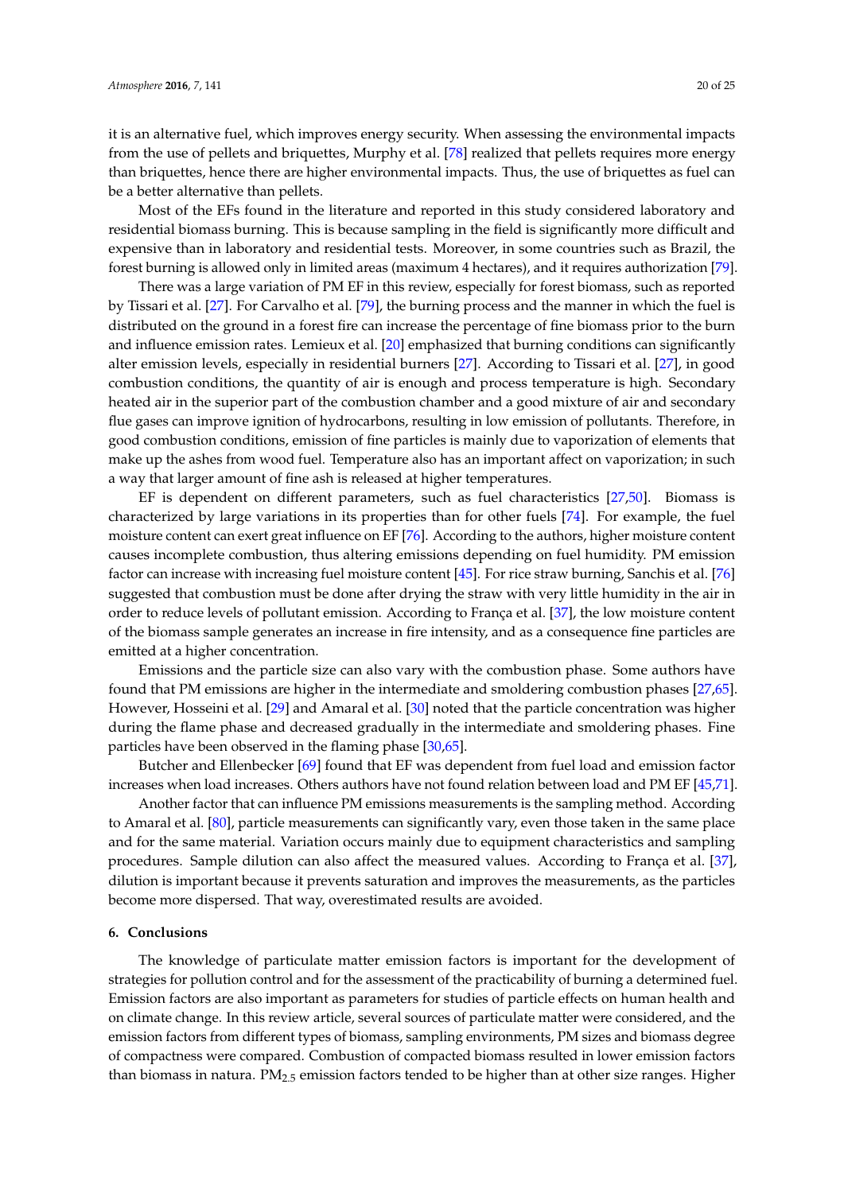it is an alternative fuel, which improves energy security. When assessing the environmental impacts from the use of pellets and briquettes, Murphy et al. [78] realized that pellets requires more energy than briquettes, hence there are higher environmental impacts. Thus, the use of briquettes as fuel can be a better alternative than pellets.

Most of the EFs found in the literature and reported in this study considered laboratory and residential biomass burning. This is because sampling in the field is significantly more difficult and expensive than in laboratory and residential tests. Moreover, in some countries such as Brazil, the forest burning is allowed only in limited areas (maximum 4 hectares), and it requires authorization [79].

There was a large variation of PM EF in this review, especially for forest biomass, such as reported by Tissari et al. [27]. For Carvalho et al. [79], the burning process and the manner in which the fuel is distributed on the ground in a forest fire can increase the percentage of fine biomass prior to the burn and influence emission rates. Lemieux et al. [20] emphasized that burning conditions can significantly alter emission levels, especially in residential burners [27]. According to Tissari et al. [27], in good combustion conditions, the quantity of air is enough and process temperature is high. Secondary heated air in the superior part of the combustion chamber and a good mixture of air and secondary flue gases can improve ignition of hydrocarbons, resulting in low emission of pollutants. Therefore, in good combustion conditions, emission of fine particles is mainly due to vaporization of elements that make up the ashes from wood fuel. Temperature also has an important affect on vaporization; in such a way that larger amount of fine ash is released at higher temperatures.

EF is dependent on different parameters, such as fuel characteristics [27,50]. Biomass is characterized by large variations in its properties than for other fuels [74]. For example, the fuel moisture content can exert great influence on EF [76]. According to the authors, higher moisture content causes incomplete combustion, thus altering emissions depending on fuel humidity. PM emission factor can increase with increasing fuel moisture content [45]. For rice straw burning, Sanchis et al. [76] suggested that combustion must be done after drying the straw with very little humidity in the air in order to reduce levels of pollutant emission. According to França et al. [37], the low moisture content of the biomass sample generates an increase in fire intensity, and as a consequence fine particles are emitted at a higher concentration.

Emissions and the particle size can also vary with the combustion phase. Some authors have found that PM emissions are higher in the intermediate and smoldering combustion phases [27,65]. However, Hosseini et al. [29] and Amaral et al. [30] noted that the particle concentration was higher during the flame phase and decreased gradually in the intermediate and smoldering phases. Fine particles have been observed in the flaming phase [30,65].

Butcher and Ellenbecker [69] found that EF was dependent from fuel load and emission factor increases when load increases. Others authors have not found relation between load and PM EF [45,71].

Another factor that can influence PM emissions measurements is the sampling method. According to Amaral et al. [80], particle measurements can significantly vary, even those taken in the same place and for the same material. Variation occurs mainly due to equipment characteristics and sampling procedures. Sample dilution can also affect the measured values. According to França et al. [37], dilution is important because it prevents saturation and improves the measurements, as the particles become more dispersed. That way, overestimated results are avoided.

## 6. Conclusions

The knowledge of particulate matter emission factors is important for the development of strategies for pollution control and for the assessment of the practicability of burning a determined fuel. Emission factors are also important as parameters for studies of particle effects on human health and on climate change. In this review article, several sources of particulate matter were considered, and the emission factors from different types of biomass, sampling environments, PM sizes and biomass degree of compactness were compared. Combustion of compacted biomass resulted in lower emission factors than biomass in natura. $PM_{2.5}$ emission factors tended to be higher than at other size ranges. Higher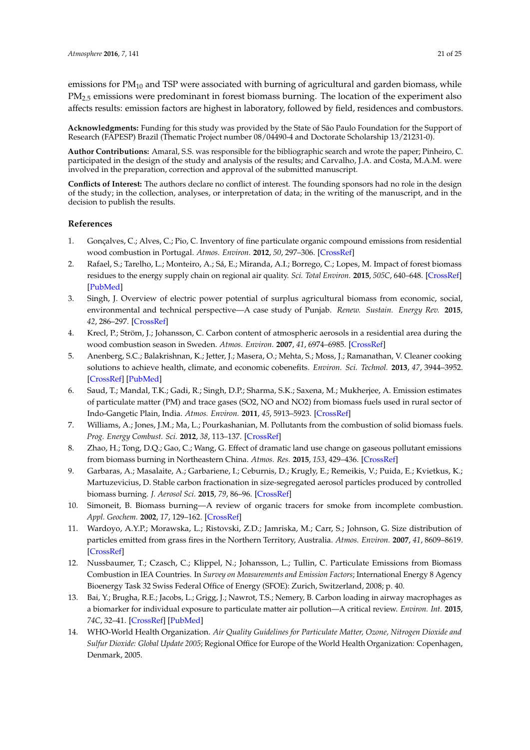emissions for $PM_{10}$ and TSP were associated with burning of agricultural and garden biomass, while $PM_{2.5}$ emissions were predominant in forest biomass burning. The location of the experiment also affects results: emission factors are highest in laboratory, followed by field, residences and combustors.

**Acknowledgments:** Funding for this study was provided by the State of São Paulo Foundation for the Support of Research (FAPESP) Brazil (Thematic Project number 08/04490-4 and Doctorate Scholarship 13/21231-0).

**Author Contributions:** Amaral, S.S. was responsible for the bibliographic search and wrote the paper; Pinheiro, C. participated in the design of the study and analysis of the results; and Carvalho, J.A. and Costa, M.A.M. were involved in the preparation, correction and approval of the submitted manuscript.

**Conflicts of Interest:** The authors declare no conflict of interest. The founding sponsors had no role in the design of the study; in the collection, analyses, or interpretation of data; in the writing of the manuscript, and in the decision to publish the results.

## References

1. Gonçalves, C.; Alves, C.; Pio, C. Inventory of fine particulate organic compound emissions from residential wood combustion in Portugal. *Atmos. Environ.* **2012**, *50*, 297–306. [CrossRef]
2. Rafael, S.; Tarelho, L.; Monteiro, A.; Sá, E.; Miranda, A.I.; Borrego, C.; Lopes, M. Impact of forest biomass residues to the energy supply chain on regional air quality. *Sci. Total Environ.* **2015**, *505C*, 640–648. [CrossRef] [PubMed]
3. Singh, J. Overview of electric power potential of surplus agricultural biomass from economic, social, environmental and technical perspective—A case study of Punjab. *Renew. Sustain. Energy Rev.* **2015**, *42*, 286–297. [CrossRef]
4. Krecl, P.; Ström, J.; Johansson, C. Carbon content of atmospheric aerosols in a residential area during the wood combustion season in Sweden. *Atmos. Environ.* **2007**, *41*, 6974–6985. [CrossRef]
5. Anenberg, S.C.; Balakrishnan, K.; Jetter, J.; Masera, O.; Mehta, S.; Moss, J.; Ramanathan, V. Cleaner cooking solutions to achieve health, climate, and economic cobenefits. *Environ. Sci. Technol.* **2013**, *47*, 3944–3952. [CrossRef] [PubMed]
6. Saud, T.; Mandal, T.K.; Gadi, R.; Singh, D.P.; Sharma, S.K.; Saxena, M.; Mukherjee, A. Emission estimates of particulate matter (PM) and trace gases (SO2, NO and NO2) from biomass fuels used in rural sector of Indo-Gangetic Plain, India. *Atmos. Environ.* **2011**, *45*, 5913–5923. [CrossRef]
7. Williams, A.; Jones, J.M.; Ma, L.; Pourkashanian, M. Pollutants from the combustion of solid biomass fuels. *Prog. Energy Combust. Sci.* **2012**, *38*, 113–137. [CrossRef]
8. Zhao, H.; Tong, D.Q.; Gao, C.; Wang, G. Effect of dramatic land use change on gaseous pollutant emissions from biomass burning in Northeastern China. *Atmos. Res.* **2015**, *153*, 429–436. [CrossRef]
9. Garbaras, A.; Masalaite, A.; Garbariene, I.; Ceburnis, D.; Krugly, E.; Remeikis, V.; Puida, E.; Kvietkus, K.; Martuzevicius, D. Stable carbon fractionation in size-segregated aerosol particles produced by controlled biomass burning. *J. Aerosol Sci.* **2015**, *79*, 86–96. [CrossRef]
10. Simoneit, B. Biomass burning—A review of organic tracers for smoke from incomplete combustion. *Appl. Geochem.* **2002**, *17*, 129–162. [CrossRef]
11. Wardoyo, A.Y.P.; Morawska, L.; Ristovski, Z.D.; Jamriska, M.; Carr, S.; Johnson, G. Size distribution of particles emitted from grass fires in the Northern Territory, Australia. *Atmos. Environ.* **2007**, *41*, 8609–8619. [CrossRef]
12. Nussbaumer, T.; Czasch, C.; Klippel, N.; Johansson, L.; Tullin, C. Particulate Emissions from Biomass Combustion in IEA Countries. In *Survey on Measurements and Emission Factors*; International Energy 8 Agency Bioenergy Task 32 Swiss Federal Office of Energy (SFOE): Zurich, Switzerland, 2008; p. 40.
13. Bai, Y.; Brugha, R.E.; Jacobs, L.; Grigg, J.; Nawrot, T.S.; Nemery, B. Carbon loading in airway macrophages as a biomarker for individual exposure to particulate matter air pollution—A critical review. *Environ. Int.* **2015**, *74C*, 32–41. [CrossRef] [PubMed]
14. WHO-World Health Organization. *Air Quality Guidelines for Particulate Matter, Ozone, Nitrogen Dioxide and Sulfur Dioxide: Global Update 2005*; Regional Office for Europe of the World Health Organization: Copenhagen, Denmark, 2005.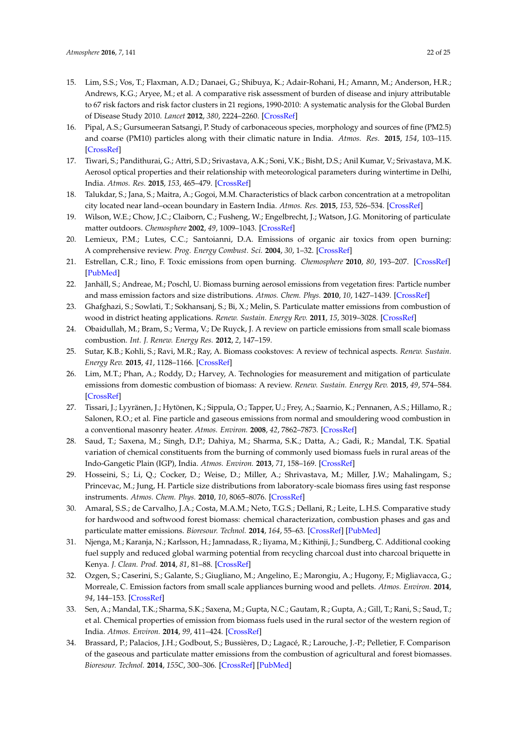15. Lim, S.S.; Vos, T.; Flaxman, A.D.; Danaei, G.; Shibuya, K.; Adair-Rohani, H.; Amann, M.; Anderson, H.R.; Andrews, K.G.; Aryee, M.; et al. A comparative risk assessment of burden of disease and injury attributable to 67 risk factors and risk factor clusters in 21 regions, 1990-2010: A systematic analysis for the Global Burden of Disease Study 2010. *Lancet* **2012**, *380*, 2224–2260. [CrossRef]
16. Pipal, A.S.; Gursumeeran Satsangi, P. Study of carbonaceous species, morphology and sources of fine (PM2.5) and coarse (PM10) particles along with their climatic nature in India. *Atmos. Res.* **2015**, *154*, 103–115. [CrossRef]
17. Tiwari, S.; Pandithurai, G.; Attri, S.D.; Srivastava, A.K.; Soni, V.K.; Bisht, D.S.; Anil Kumar, V.; Srivastava, M.K. Aerosol optical properties and their relationship with meteorological parameters during wintertime in Delhi, India. *Atmos. Res.* **2015**, *153*, 465–479. [CrossRef]
18. Talukdar, S.; Jana, S.; Maitra, A.; Gogoi, M.M. Characteristics of black carbon concentration at a metropolitan city located near land–ocean boundary in Eastern India. *Atmos. Res.* **2015**, *153*, 526–534. [CrossRef]
19. Wilson, W.E.; Chow, J.C.; Claiborn, C.; Fusheng, W.; Engelbrecht, J.; Watson, J.G. Monitoring of particulate matter outdoors. *Chemosphere* **2002**, *49*, 1009–1043. [CrossRef]
20. Lemieux, P.M.; Lutes, C.C.; Santoianni, D.A. Emissions of organic air toxics from open burning: A comprehensive review. *Prog. Energy Combust. Sci.* **2004**, *30*, 1–32. [CrossRef]
21. Estrellan, C.R.; Iino, F. Toxic emissions from open burning. *Chemosphere* **2010**, *80*, 193–207. [CrossRef] [PubMed]
22. Janhäll, S.; Andreae, M.; Poschl, U. Biomass burning aerosol emissions from vegetation fires: Particle number and mass emission factors and size distributions. *Atmos. Chem. Phys.* **2010**, *10*, 1427–1439. [CrossRef]
23. Ghafghazi, S.; Sowlati, T.; Sokhansanj, S.; Bi, X.; Melin, S. Particulate matter emissions from combustion of wood in district heating applications. *Renew. Sustain. Energy Rev.* **2011**, *15*, 3019–3028. [CrossRef]
24. Obaidullah, M.; Bram, S.; Verma, V.; De Ruyck, J. A review on particle emissions from small scale biomass combustion. *Int. J. Renew. Energy Res.* **2012**, *2*, 147–159.
25. Sutar, K.B.; Kohli, S.; Ravi, M.R.; Ray, A. Biomass cookstoves: A review of technical aspects. *Renew. Sustain. Energy Rev.* **2015**, *41*, 1128–1166. [CrossRef]
26. Lim, M.T.; Phan, A.; Roddy, D.; Harvey, A. Technologies for measurement and mitigation of particulate emissions from domestic combustion of biomass: A review. *Renew. Sustain. Energy Rev.* **2015**, *49*, 574–584. [CrossRef]
27. Tissari, J.; Lyyränen, J.; Hytönen, K.; Sippula, O.; Tapper, U.; Frey, A.; Saarnio, K.; Pennanen, A.S.; Hillamo, R.; Salonen, R.O.; et al. Fine particle and gaseous emissions from normal and smouldering wood combustion in a conventional masonry heater. *Atmos. Environ.* **2008**, *42*, 7862–7873. [CrossRef]
28. Saud, T.; Saxena, M.; Singh, D.P.; Dahiya, M.; Sharma, S.K.; Datta, A.; Gadi, R.; Mandal, T.K. Spatial variation of chemical constituents from the burning of commonly used biomass fuels in rural areas of the Indo-Gangetic Plain (IGP), India. *Atmos. Environ.* **2013**, *71*, 158–169. [CrossRef]
29. Hosseini, S.; Li, Q.; Cocker, D.; Weise, D.; Miller, A.; Shrivastava, M.; Miller, J.W.; Mahalingam, S.; Princevac, M.; Jung, H. Particle size distributions from laboratory-scale biomass fires using fast response instruments. *Atmos. Chem. Phys.* **2010**, *10*, 8065–8076. [CrossRef]
30. Amaral, S.S.; de Carvalho, J.A.; Costa, M.A.M.; Neto, T.G.S.; Dellani, R.; Leite, L.H.S. Comparative study for hardwood and softwood forest biomass: chemical characterization, combustion phases and gas and particulate matter emissions. *Bioresour. Technol.* **2014**, *164*, 55–63. [CrossRef] [PubMed]
31. Njenga, M.; Karanja, N.; Karlsson, H.; Jamnadass, R.; Iiyama, M.; Kithinji, J.; Sundberg, C. Additional cooking fuel supply and reduced global warming potential from recycling charcoal dust into charcoal briquette in Kenya. *J. Clean. Prod.* **2014**, *81*, 81–88. [CrossRef]
32. Ozgen, S.; Caserini, S.; Galante, S.; Giugliano, M.; Angelino, E.; Marongiu, A.; Hugony, F.; Migliavacca, G.; Morreale, C. Emission factors from small scale appliances burning wood and pellets. *Atmos. Environ.* **2014**, *94*, 144–153. [CrossRef]
33. Sen, A.; Mandal, T.K.; Sharma, S.K.; Saxena, M.; Gupta, N.C.; Gautam, R.; Gupta, A.; Gill, T.; Rani, S.; Saud, T.; et al. Chemical properties of emission from biomass fuels used in the rural sector of the western region of India. *Atmos. Environ.* **2014**, *99*, 411–424. [CrossRef]
34. Brassard, P.; Palacios, J.H.; Godbout, S.; Bussières, D.; Lagacé, R.; Larouche, J.-P.; Pelletier, F. Comparison of the gaseous and particulate matter emissions from the combustion of agricultural and forest biomasses. *Bioresour. Technol.* **2014**, *155C*, 300–306. [CrossRef] [PubMed]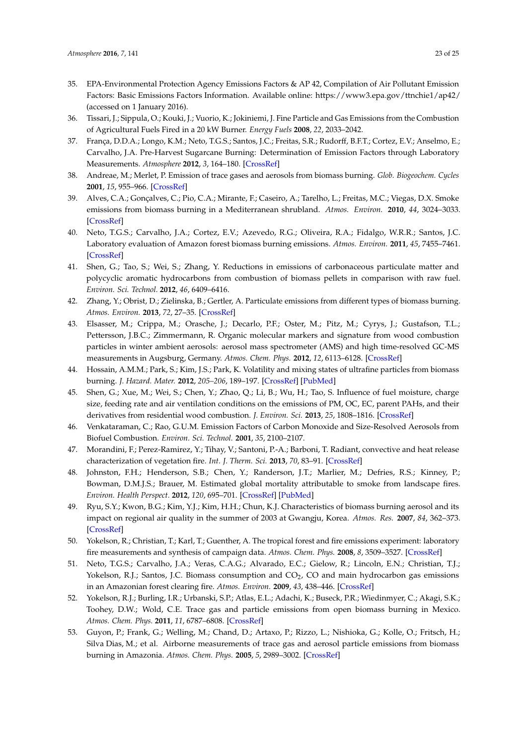35. EPA-Environmental Protection Agency Emissions Factors & AP 42, Compilation of Air Pollutant Emission Factors: Basic Emissions Factors Information. Available online: https://www3.epa.gov/ttnchie1/ap42/ (accessed on 1 January 2016).
36. Tissari, J.; Sippula, O.; Kouki, J.; Vuorio, K.; Jokiniemi, J. Fine Particle and Gas Emissions from the Combustion of Agricultural Fuels Fired in a 20 kW Burner. *Energy Fuels* **2008**, *22*, 2033–2042.
37. França, D.D.A.; Longo, K.M.; Neto, T.G.S.; Santos, J.C.; Freitas, S.R.; Rudorff, B.F.T.; Cortez, E.V.; Anselmo, E.; Carvalho, J.A. Pre-Harvest Sugarcane Burning: Determination of Emission Factors through Laboratory Measurements. *Atmosphere* **2012**, *3*, 164–180. [CrossRef]
38. Andreae, M.; Merlet, P. Emission of trace gases and aerosols from biomass burning. *Glob. Biogeochem. Cycles* **2001**, *15*, 955–966. [CrossRef]
39. Alves, C.A.; Gonçalves, C.; Pio, C.A.; Mirante, F.; Caseiro, A.; Tarelho, L.; Freitas, M.C.; Viegas, D.X. Smoke emissions from biomass burning in a Mediterranean shrubland. *Atmos. Environ.* **2010**, *44*, 3024–3033. [CrossRef]
40. Neto, T.G.S.; Carvalho, J.A.; Cortez, E.V.; Azevedo, R.G.; Oliveira, R.A.; Fidalgo, W.R.R.; Santos, J.C. Laboratory evaluation of Amazon forest biomass burning emissions. *Atmos. Environ.* **2011**, *45*, 7455–7461. [CrossRef]
41. Shen, G.; Tao, S.; Wei, S.; Zhang, Y. Reductions in emissions of carbonaceous particulate matter and polycyclic aromatic hydrocarbons from combustion of biomass pellets in comparison with raw fuel. *Environ. Sci. Technol.* **2012**, *46*, 6409–6416.
42. Zhang, Y.; Obrist, D.; Zielinska, B.; Gertler, A. Particulate emissions from different types of biomass burning. *Atmos. Environ.* **2013**, *72*, 27–35. [CrossRef]
43. Elsasser, M.; Crippa, M.; Orasche, J.; Decarlo, P.F.; Oster, M.; Pitz, M.; Cyrys, J.; Gustafson, T.L.; Pettersson, J.B.C.; Zimmermann, R. Organic molecular markers and signature from wood combustion particles in winter ambient aerosols: aerosol mass spectrometer (AMS) and high time-resolved GC-MS measurements in Augsburg, Germany. *Atmos. Chem. Phys.* **2012**, *12*, 6113–6128. [CrossRef]
44. Hossain, A.M.M.; Park, S.; Kim, J.S.; Park, K. Volatility and mixing states of ultrafine particles from biomass burning. *J. Hazard. Mater.* **2012**, *205–206*, 189–197. [CrossRef] [PubMed]
45. Shen, G.; Xue, M.; Wei, S.; Chen, Y.; Zhao, Q.; Li, B.; Wu, H.; Tao, S. Influence of fuel moisture, charge size, feeding rate and air ventilation conditions on the emissions of PM, OC, EC, parent PAHs, and their derivatives from residential wood combustion. *J. Environ. Sci.* **2013**, *25*, 1808–1816. [CrossRef]
46. Venkataraman, C.; Rao, G.U.M. Emission Factors of Carbon Monoxide and Size-Resolved Aerosols from Biofuel Combustion. *Environ. Sci. Technol.* **2001**, *35*, 2100–2107.
47. Morandini, F.; Perez-Ramirez, Y.; Tihay, V.; Santoni, P.-A.; Barboni, T. Radiant, convective and heat release characterization of vegetation fire. *Int. J. Therm. Sci.* **2013**, *70*, 83–91. [CrossRef]
48. Johnston, F.H.; Henderson, S.B.; Chen, Y.; Randerson, J.T.; Marlier, M.; Defries, R.S.; Kinney, P.; Bowman, D.M.J.S.; Brauer, M. Estimated global mortality attributable to smoke from landscape fires. *Environ. Health Perspect.* **2012**, *120*, 695–701. [CrossRef] [PubMed]
49. Ryu, S.Y.; Kwon, B.G.; Kim, Y.J.; Kim, H.H.; Chun, K.J. Characteristics of biomass burning aerosol and its impact on regional air quality in the summer of 2003 at Gwangju, Korea. *Atmos. Res.* **2007**, *84*, 362–373. [CrossRef]
50. Yokelson, R.; Christian, T.; Karl, T.; Guenther, A. The tropical forest and fire emissions experiment: laboratory fire measurements and synthesis of campaign data. *Atmos. Chem. Phys.* **2008**, *8*, 3509–3527. [CrossRef]
51. Neto, T.G.S.; Carvalho, J.A.; Veras, C.A.G.; Alvarado, E.C.; Gielow, R.; Lincoln, E.N.; Christian, T.J.; Yokelson, R.J.; Santos, J.C. Biomass consumption and $CO_2$, CO and main hydrocarbon gas emissions in an Amazonian forest clearing fire. *Atmos. Environ.* **2009**, *43*, 438–446. [CrossRef]
52. Yokelson, R.J.; Burling, I.R.; Urbanski, S.P.; Atlas, E.L.; Adachi, K.; Buseck, P.R.; Wiedinmyer, C.; Akagi, S.K.; Toohey, D.W.; Wold, C.E. Trace gas and particle emissions from open biomass burning in Mexico. *Atmos. Chem. Phys.* **2011**, *11*, 6787–6808. [CrossRef]
53. Guyon, P.; Frank, G.; Welling, M.; Chand, D.; Artaxo, P.; Rizzo, L.; Nishioka, G.; Kolle, O.; Fritsch, H.; Silva Dias, M.; et al. Airborne measurements of trace gas and aerosol particle emissions from biomass burning in Amazonia. *Atmos. Chem. Phys.* **2005**, *5*, 2989–3002. [CrossRef]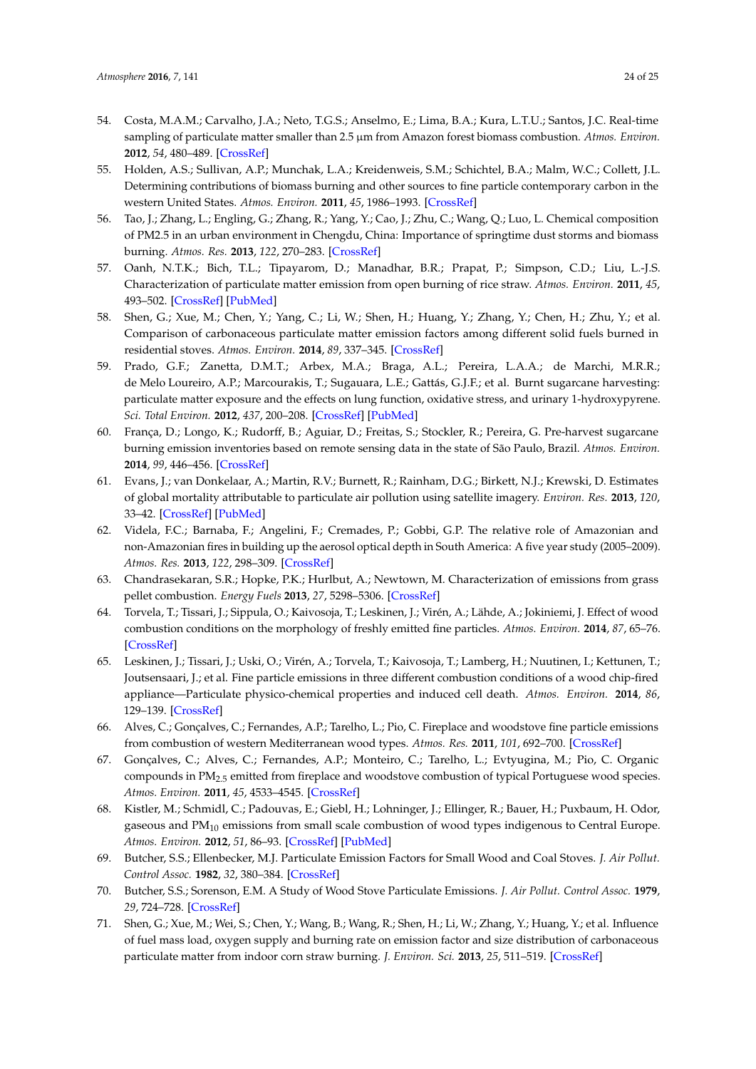54. Costa, M.A.M.; Carvalho, J.A.; Neto, T.G.S.; Anselmo, E.; Lima, B.A.; Kura, L.T.U.; Santos, J.C. Real-time sampling of particulate matter smaller than 2.5 µm from Amazon forest biomass combustion. *Atmos. Environ.* **2012**, *54*, 480–489. [CrossRef]
55. Holden, A.S.; Sullivan, A.P.; Munchak, L.A.; Kreidenweis, S.M.; Schichtel, B.A.; Malm, W.C.; Collett, J.L. Determining contributions of biomass burning and other sources to fine particle contemporary carbon in the western United States. *Atmos. Environ.* **2011**, *45*, 1986–1993. [CrossRef]
56. Tao, J.; Zhang, L.; Engling, G.; Zhang, R.; Yang, Y.; Cao, J.; Zhu, C.; Wang, Q.; Luo, L. Chemical composition of PM2.5 in an urban environment in Chengdu, China: Importance of springtime dust storms and biomass burning. *Atmos. Res.* **2013**, *122*, 270–283. [CrossRef]
57. Oanh, N.T.K.; Bich, T.L.; Tipayarom, D.; Manadhar, B.R.; Prapat, P.; Simpson, C.D.; Liu, L.-J.S. Characterization of particulate matter emission from open burning of rice straw. *Atmos. Environ.* **2011**, *45*, 493–502. [CrossRef] [PubMed]
58. Shen, G.; Xue, M.; Chen, Y.; Yang, C.; Li, W.; Shen, H.; Huang, Y.; Zhang, Y.; Chen, H.; Zhu, Y.; et al. Comparison of carbonaceous particulate matter emission factors among different solid fuels burned in residential stoves. *Atmos. Environ.* **2014**, *89*, 337–345. [CrossRef]
59. Prado, G.F.; Zanetta, D.M.T.; Arbex, M.A.; Braga, A.L.; Pereira, L.A.A.; de Marchi, M.R.R.; de Melo Loureiro, A.P.; Marcourakis, T.; Sugauara, L.E.; Gattás, G.J.F.; et al. Burnt sugarcane harvesting: particulate matter exposure and the effects on lung function, oxidative stress, and urinary 1-hydroxypyrene. *Sci. Total Environ.* **2012**, *437*, 200–208. [CrossRef] [PubMed]
60. França, D.; Longo, K.; Rudorff, B.; Aguiar, D.; Freitas, S.; Stockler, R.; Pereira, G. Pre-harvest sugarcane burning emission inventories based on remote sensing data in the state of São Paulo, Brazil. *Atmos. Environ.* **2014**, *99*, 446–456. [CrossRef]
61. Evans, J.; van Donkelaar, A.; Martin, R.V.; Burnett, R.; Rainham, D.G.; Birkett, N.J.; Krewski, D. Estimates of global mortality attributable to particulate air pollution using satellite imagery. *Environ. Res.* **2013**, *120*, 33–42. [CrossRef] [PubMed]
62. Videla, F.C.; Barnaba, F.; Angelini, F.; Cremades, P.; Gobbi, G.P. The relative role of Amazonian and non-Amazonian fires in building up the aerosol optical depth in South America: A five year study (2005–2009). *Atmos. Res.* **2013**, *122*, 298–309. [CrossRef]
63. Chandrasekaran, S.R.; Hopke, P.K.; Hurlbut, A.; Newtown, M. Characterization of emissions from grass pellet combustion. *Energy Fuels* **2013**, *27*, 5298–5306. [CrossRef]
64. Torvela, T.; Tissari, J.; Sippula, O.; Kaivosoja, T.; Leskinen, J.; Virén, A.; Lähde, A.; Jokiniemi, J. Effect of wood combustion conditions on the morphology of freshly emitted fine particles. *Atmos. Environ.* **2014**, *87*, 65–76. [CrossRef]
65. Leskinen, J.; Tissari, J.; Uski, O.; Virén, A.; Torvela, T.; Kaivosoja, T.; Lamberg, H.; Nuutinen, I.; Kettunen, T.; Joutsensaari, J.; et al. Fine particle emissions in three different combustion conditions of a wood chip-fired appliance—Particulate physico-chemical properties and induced cell death. *Atmos. Environ.* **2014**, *86*, 129–139. [CrossRef]
66. Alves, C.; Gonçalves, C.; Fernandes, A.P.; Tarelho, L.; Pio, C. Fireplace and woodstove fine particle emissions from combustion of western Mediterranean wood types. *Atmos. Res.* **2011**, *101*, 692–700. [CrossRef]
67. Gonçalves, C.; Alves, C.; Fernandes, A.P.; Monteiro, C.; Tarelho, L.; Evtyugina, M.; Pio, C. Organic compounds in $PM_{2.5}$ emitted from fireplace and woodstove combustion of typical Portuguese wood species. *Atmos. Environ.* **2011**, *45*, 4533–4545. [CrossRef]
68. Kistler, M.; Schmidl, C.; Padouvas, E.; Giebl, H.; Lohninger, J.; Ellinger, R.; Bauer, H.; Puxbaum, H. Odor, gaseous and $PM_{10}$ emissions from small scale combustion of wood types indigenous to Central Europe. *Atmos. Environ.* **2012**, *51*, 86–93. [CrossRef] [PubMed]
69. Butcher, S.S.; Ellenbecker, M.J. Particulate Emission Factors for Small Wood and Coal Stoves. *J. Air Pollut. Control Assoc.* **1982**, *32*, 380–384. [CrossRef]
70. Butcher, S.S.; Sorenson, E.M. A Study of Wood Stove Particulate Emissions. *J. Air Pollut. Control Assoc.* **1979**, *29*, 724–728. [CrossRef]
71. Shen, G.; Xue, M.; Wei, S.; Chen, Y.; Wang, B.; Wang, R.; Shen, H.; Li, W.; Zhang, Y.; Huang, Y.; et al. Influence of fuel mass load, oxygen supply and burning rate on emission factor and size distribution of carbonaceous particulate matter from indoor corn straw burning. *J. Environ. Sci.* **2013**, *25*, 511–519. [CrossRef]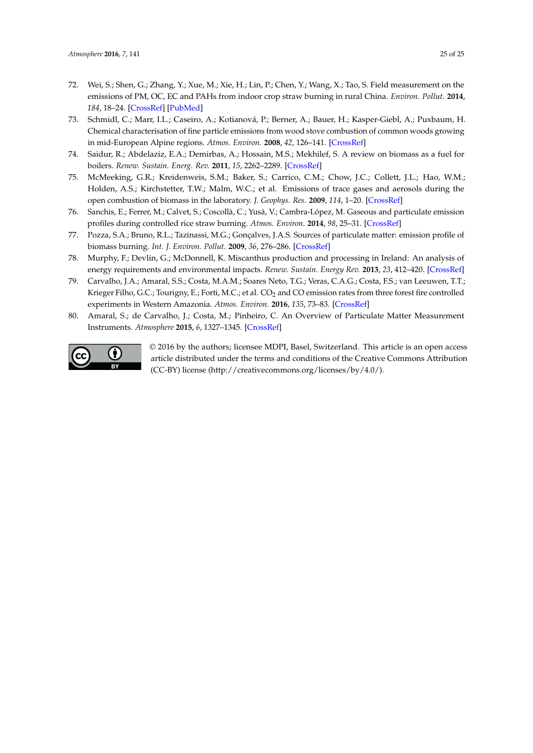72. Wei, S.; Shen, G.; Zhang, Y.; Xue, M.; Xie, H.; Lin, P.; Chen, Y.; Wang, X.; Tao, S. Field measurement on the emissions of PM, OC, EC and PAHs from indoor crop straw burning in rural China. *Environ. Pollut.* **2014**, *184*, 18–24. [CrossRef] [PubMed]
73. Schmidl, C.; Marr, I.L.; Caseiro, A.; Kotianová, P.; Berner, A.; Bauer, H.; Kasper-Giebl, A.; Puxbaum, H. Chemical characterisation of fine particle emissions from wood stove combustion of common woods growing in mid-European Alpine regions. *Atmos. Environ.* **2008**, *42*, 126–141. [CrossRef]
74. Saidur, R.; Abdelaziz, E.A.; Demirbas, A.; Hossain, M.S.; Mekhilef, S. A review on biomass as a fuel for boilers. *Renew. Sustain. Energ. Rev.* **2011**, *15*, 2262–2289. [CrossRef]
75. McMeeking, G.R.; Kreidenweis, S.M.; Baker, S.; Carrico, C.M.; Chow, J.C.; Collett, J.L.; Hao, W.M.; Holden, A.S.; Kirchstetter, T.W.; Malm, W.C.; et al. Emissions of trace gases and aerosols during the open combustion of biomass in the laboratory. *J. Geophys. Res.* **2009**, *114*, 1–20. [CrossRef]
76. Sanchis, E.; Ferrer, M.; Calvet, S.; Coscollà, C.; Yusà, V.; Cambra-López, M. Gaseous and particulate emission profiles during controlled rice straw burning. *Atmos. Environ.* **2014**, *98*, 25–31. [CrossRef]
77. Pozza, S.A.; Bruno, R.L.; Tazinassi, M.G.; Gonçalves, J.A.S. Sources of particulate matter: emission profile of biomass burning. *Int. J. Environ. Pollut.* **2009**, *36*, 276–286. [CrossRef]
78. Murphy, F.; Devlin, G.; McDonnell, K. Miscanthus production and processing in Ireland: An analysis of energy requirements and environmental impacts. *Renew. Sustain. Energy Rev.* **2013**, *23*, 412–420. [CrossRef]
79. Carvalho, J.A.; Amaral, S.S.; Costa, M.A.M.; Soares Neto, T.G.; Veras, C.A.G.; Costa, F.S.; van Leeuwen, T.T.; Krieger Filho, G.C.; Tourigny, E.; Forti, M.C.; et al. $CO_2$ and CO emission rates from three forest fire controlled experiments in Western Amazonia. *Atmos. Environ.* **2016**, *135*, 73–83. [CrossRef]
80. Amaral, S.; de Carvalho, J.; Costa, M.; Pinheiro, C. An Overview of Particulate Matter Measurement Instruments. *Atmosphere* **2015**, *6*, 1327–1345. [CrossRef]

© 2016 by the authors; licensee MDPI, Basel, Switzerland. This article is an open access article distributed under the terms and conditions of the Creative Commons Attribution (CC-BY) license (http://creativecommons.org/licenses/by/4.0/).